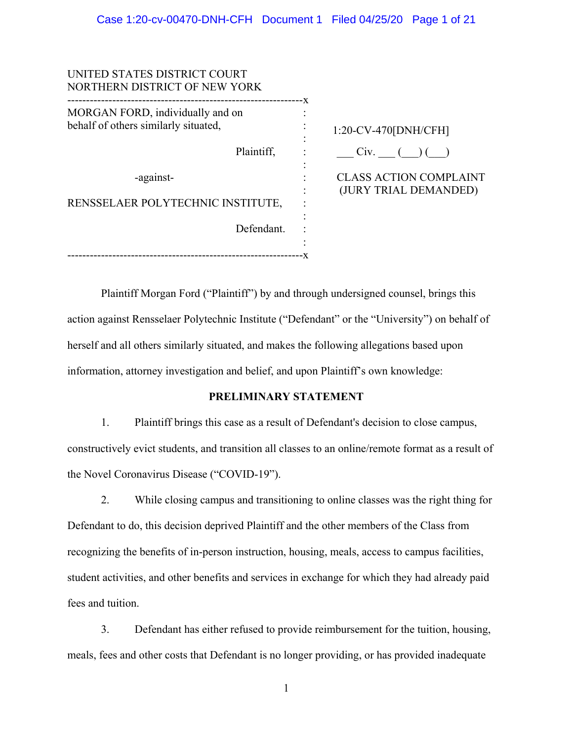UNITED STATES DISTRICT COURT
NORTHERN DISTRICT OF NEW YORK

| | | |
|---|---|---|
| MORGAN FORD, individually and on behalf of others similarly situated, | : | 1:20-CV-470[DNH/CFH] |
| Plaintiff, | : | ___ Civ. ___ (___) (___) |
| -against- | : | CLASS ACTION COMPLAINT (JURY TRIAL DEMANDED) |
| RENSSELAER POLYTECHNIC INSTITUTE, | : | |
| Defendant. | : | |

Plaintiff Morgan Ford ("Plaintiff") by and through undersigned counsel, brings this action against Rensselaer Polytechnic Institute ("Defendant" or the "University") on behalf of herself and all others similarly situated, and makes the following allegations based upon information, attorney investigation and belief, and upon Plaintiff's own knowledge:

**PRELIMINARY STATEMENT**

1. Plaintiff brings this case as a result of Defendant's decision to close campus, constructively evict students, and transition all classes to an online/remote format as a result of the Novel Coronavirus Disease ("COVID-19").

2. While closing campus and transitioning to online classes was the right thing for Defendant to do, this decision deprived Plaintiff and the other members of the Class from recognizing the benefits of in-person instruction, housing, meals, access to campus facilities, student activities, and other benefits and services in exchange for which they had already paid fees and tuition.

3. Defendant has either refused to provide reimbursement for the tuition, housing, meals, fees and other costs that Defendant is no longer providing, or has provided inadequate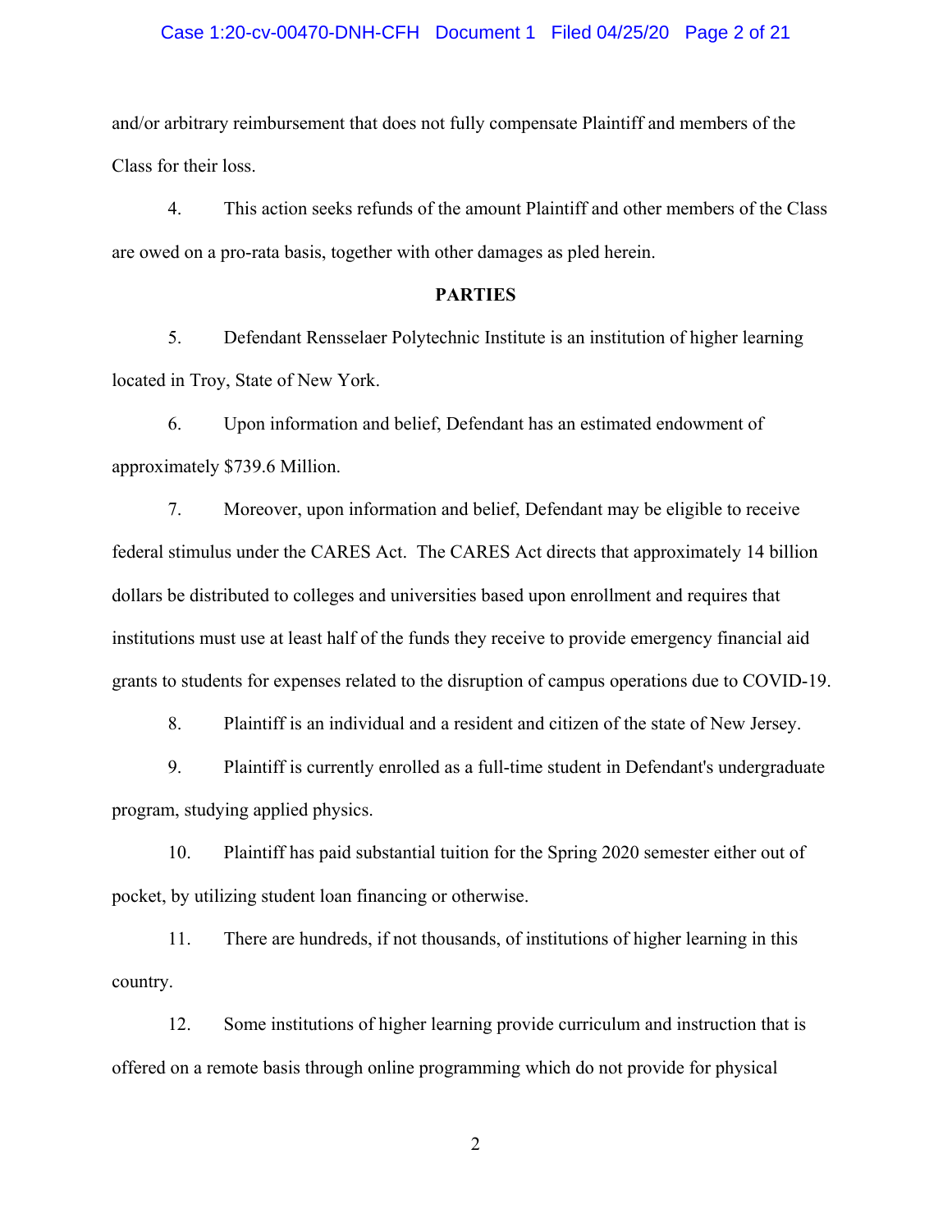and/or arbitrary reimbursement that does not fully compensate Plaintiff and members of the Class for their loss.

4. This action seeks refunds of the amount Plaintiff and other members of the Class are owed on a pro-rata basis, together with other damages as pled herein.

**PARTIES**

5. Defendant Rensselaer Polytechnic Institute is an institution of higher learning located in Troy, State of New York.

6. Upon information and belief, Defendant has an estimated endowment of approximately $739.6 Million.

7. Moreover, upon information and belief, Defendant may be eligible to receive federal stimulus under the CARES Act. The CARES Act directs that approximately 14 billion dollars be distributed to colleges and universities based upon enrollment and requires that institutions must use at least half of the funds they receive to provide emergency financial aid grants to students for expenses related to the disruption of campus operations due to COVID-19.

8. Plaintiff is an individual and a resident and citizen of the state of New Jersey.

9. Plaintiff is currently enrolled as a full-time student in Defendant's undergraduate program, studying applied physics.

10. Plaintiff has paid substantial tuition for the Spring 2020 semester either out of pocket, by utilizing student loan financing or otherwise.

11. There are hundreds, if not thousands, of institutions of higher learning in this country.

12. Some institutions of higher learning provide curriculum and instruction that is offered on a remote basis through online programming which do not provide for physical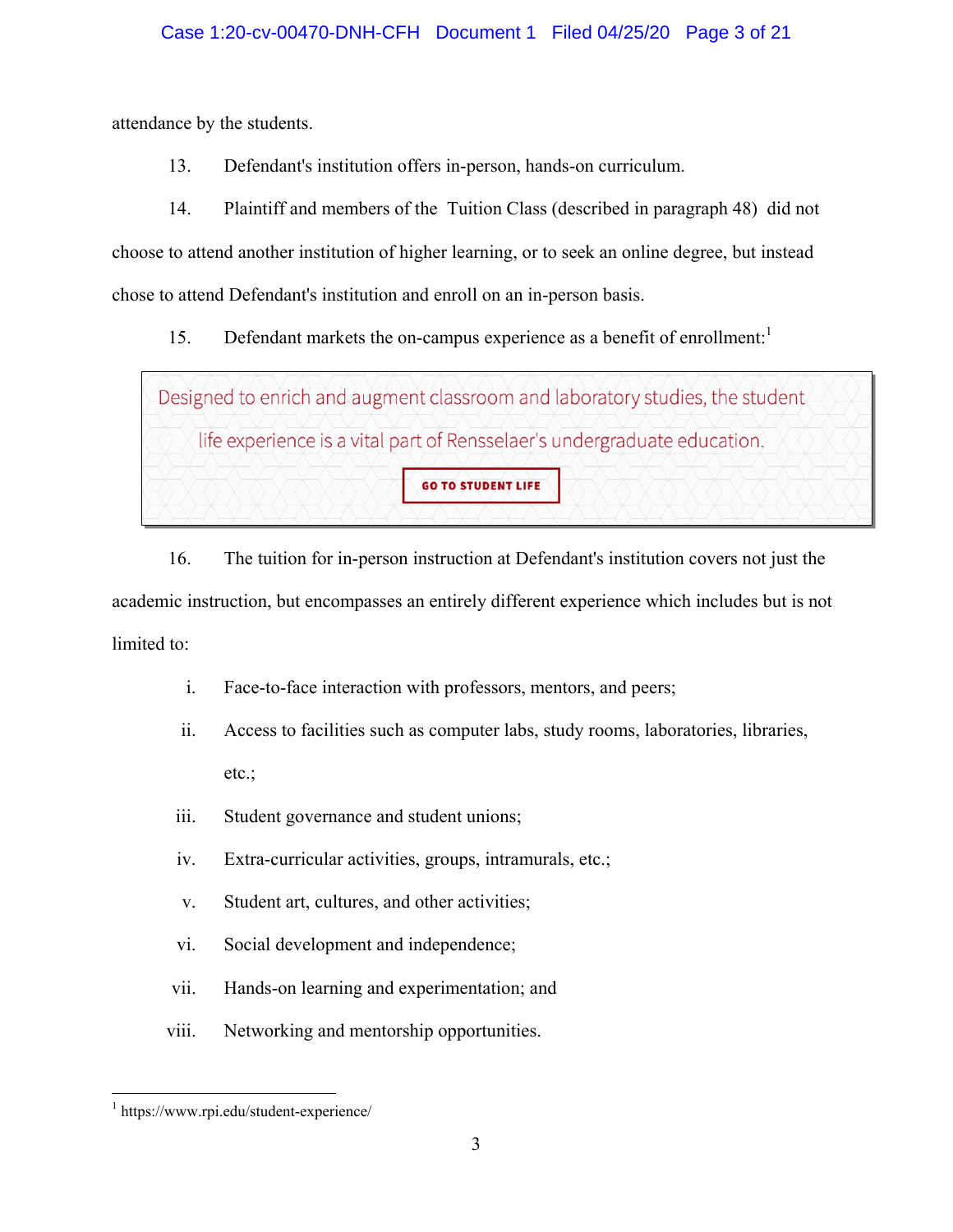attendance by the students.

13. Defendant's institution offers in-person, hands-on curriculum.

14. Plaintiff and members of the Tuition Class (described in paragraph 48) did not choose to attend another institution of higher learning, or to seek an online degree, but instead chose to attend Defendant's institution and enroll on an in-person basis.

15. Defendant markets the on-campus experience as a benefit of enrollment:[1]

> Designed to enrich and augment classroom and laboratory studies, the student life experience is a vital part of Rensselaer's undergraduate education.
>
> GO TO STUDENT LIFE

16. The tuition for in-person instruction at Defendant's institution covers not just the academic instruction, but encompasses an entirely different experience which includes but is not limited to:

i. Face-to-face interaction with professors, mentors, and peers;

ii. Access to facilities such as computer labs, study rooms, laboratories, libraries, etc.;

iii. Student governance and student unions;

iv. Extra-curricular activities, groups, intramurals, etc.;

v. Student art, cultures, and other activities;

vi. Social development and independence;

vii. Hands-on learning and experimentation; and

viii. Networking and mentorship opportunities.

---

[1] https://www.rpi.edu/student-experience/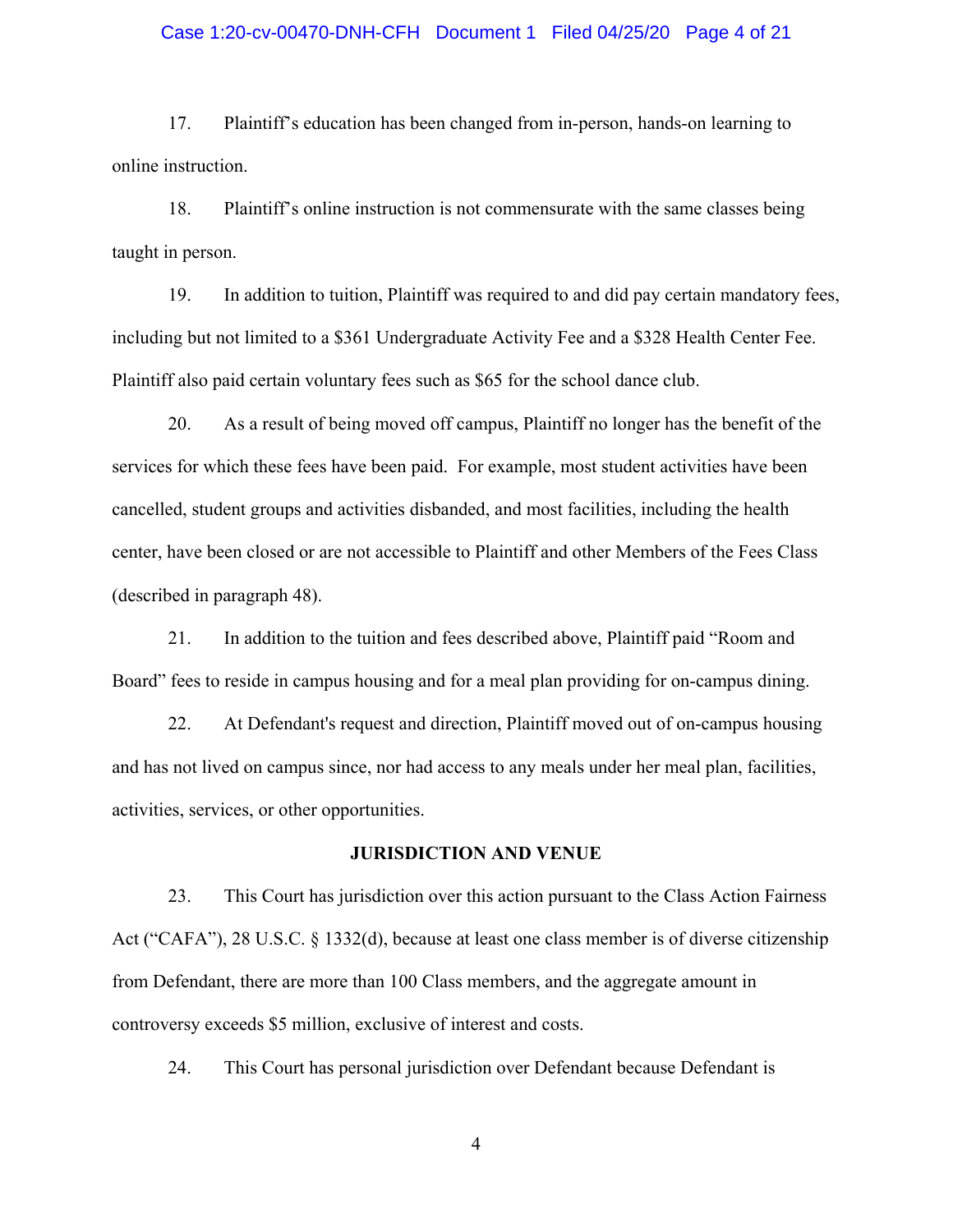17. Plaintiff's education has been changed from in-person, hands-on learning to online instruction.

18. Plaintiff's online instruction is not commensurate with the same classes being taught in person.

19. In addition to tuition, Plaintiff was required to and did pay certain mandatory fees, including but not limited to a $361 Undergraduate Activity Fee and a $328 Health Center Fee. Plaintiff also paid certain voluntary fees such as $65 for the school dance club.

20. As a result of being moved off campus, Plaintiff no longer has the benefit of the services for which these fees have been paid. For example, most student activities have been cancelled, student groups and activities disbanded, and most facilities, including the health center, have been closed or are not accessible to Plaintiff and other Members of the Fees Class (described in paragraph 48).

21. In addition to the tuition and fees described above, Plaintiff paid "Room and Board" fees to reside in campus housing and for a meal plan providing for on-campus dining.

22. At Defendant's request and direction, Plaintiff moved out of on-campus housing and has not lived on campus since, nor had access to any meals under her meal plan, facilities, activities, services, or other opportunities.

## JURISDICTION AND VENUE

23. This Court has jurisdiction over this action pursuant to the Class Action Fairness Act ("CAFA"), 28 U.S.C. § 1332(d), because at least one class member is of diverse citizenship from Defendant, there are more than 100 Class members, and the aggregate amount in controversy exceeds $5 million, exclusive of interest and costs.

24. This Court has personal jurisdiction over Defendant because Defendant is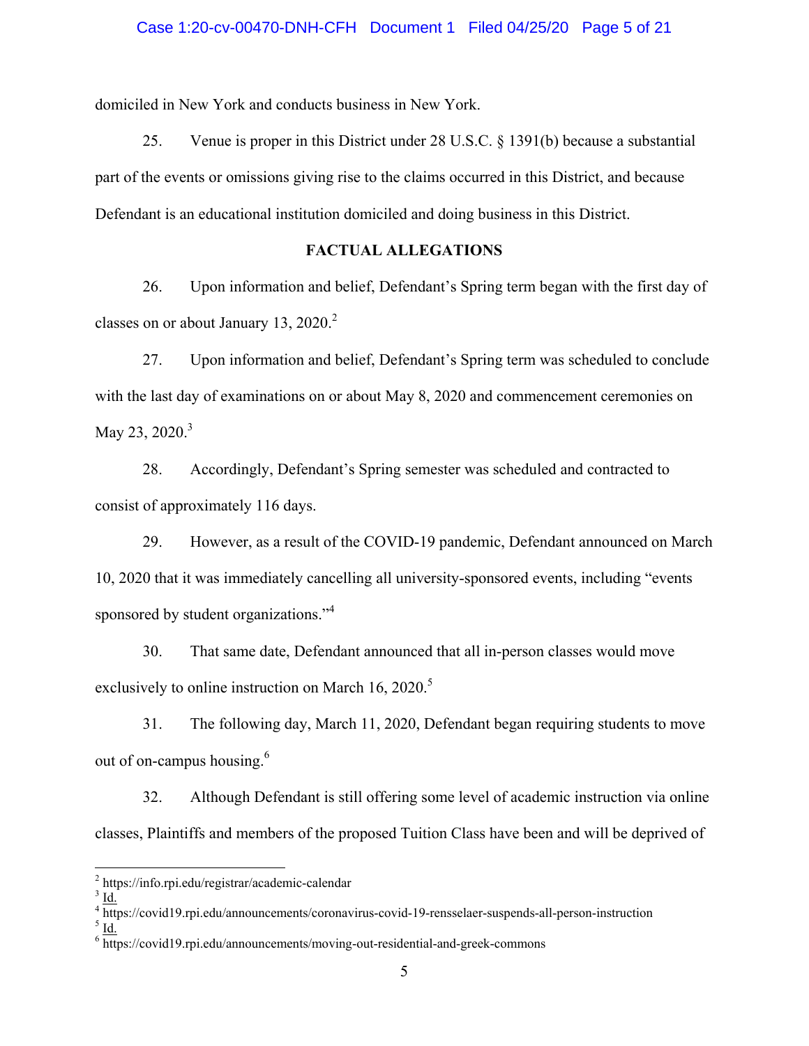domiciled in New York and conducts business in New York.

25. Venue is proper in this District under 28 U.S.C. § 1391(b) because a substantial part of the events or omissions giving rise to the claims occurred in this District, and because Defendant is an educational institution domiciled and doing business in this District.

## FACTUAL ALLEGATIONS

26. Upon information and belief, Defendant's Spring term began with the first day of classes on or about January 13, 2020.[2]

27. Upon information and belief, Defendant's Spring term was scheduled to conclude with the last day of examinations on or about May 8, 2020 and commencement ceremonies on May 23, 2020.[3]

28. Accordingly, Defendant's Spring semester was scheduled and contracted to consist of approximately 116 days.

29. However, as a result of the COVID-19 pandemic, Defendant announced on March 10, 2020 that it was immediately cancelling all university-sponsored events, including "events sponsored by student organizations."[4]

30. That same date, Defendant announced that all in-person classes would move exclusively to online instruction on March 16, 2020.[5]

31. The following day, March 11, 2020, Defendant began requiring students to move out of on-campus housing.[6]

32. Although Defendant is still offering some level of academic instruction via online classes, Plaintiffs and members of the proposed Tuition Class have been and will be deprived of

---

[2] https://info.rpi.edu/registrar/academic-calendar

[3] Id.

[4] https://covid19.rpi.edu/announcements/coronavirus-covid-19-rensselaer-suspends-all-person-instruction

[5] Id.

[6] https://covid19.rpi.edu/announcements/moving-out-residential-and-greek-commons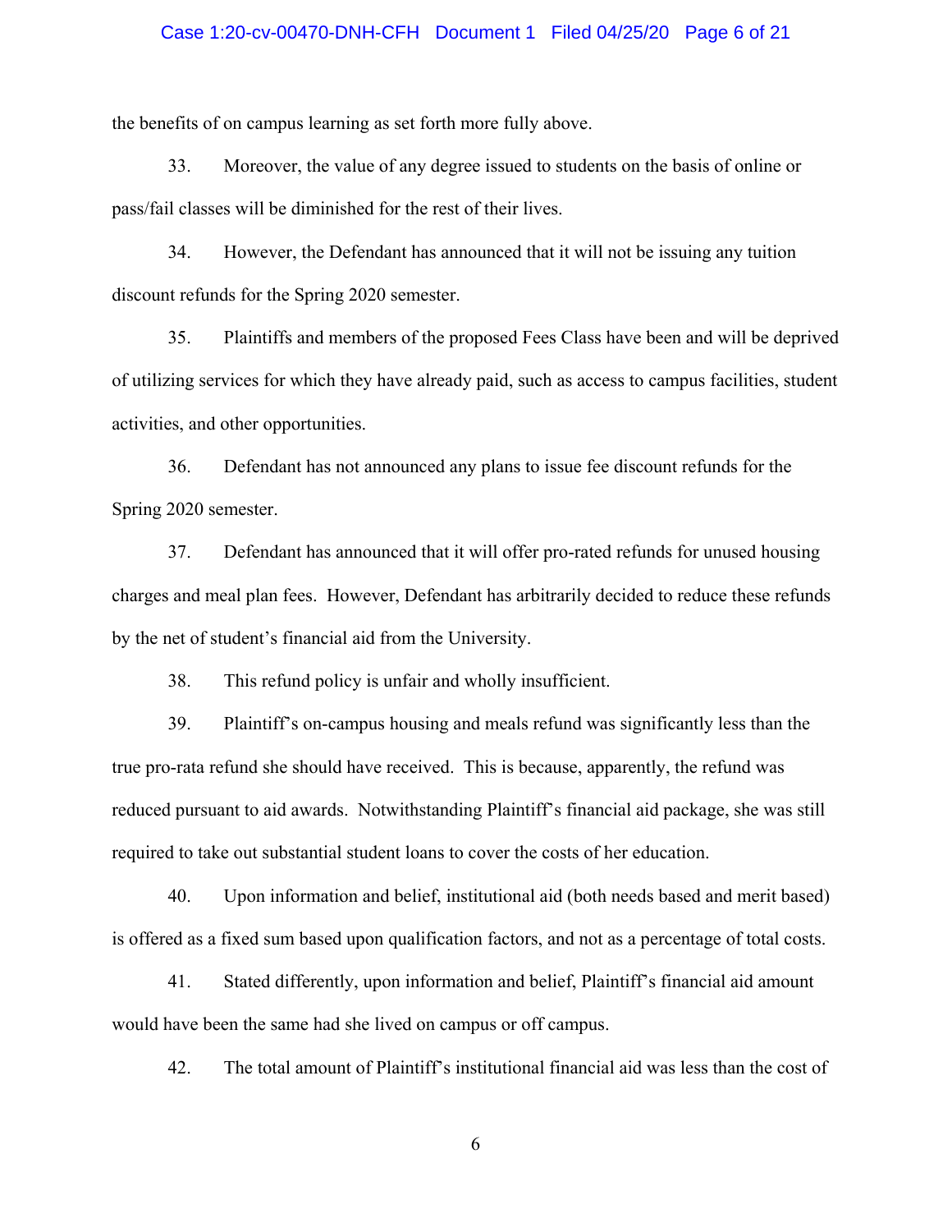the benefits of on campus learning as set forth more fully above.

33. Moreover, the value of any degree issued to students on the basis of online or pass/fail classes will be diminished for the rest of their lives.

34. However, the Defendant has announced that it will not be issuing any tuition discount refunds for the Spring 2020 semester.

35. Plaintiffs and members of the proposed Fees Class have been and will be deprived of utilizing services for which they have already paid, such as access to campus facilities, student activities, and other opportunities.

36. Defendant has not announced any plans to issue fee discount refunds for the Spring 2020 semester.

37. Defendant has announced that it will offer pro-rated refunds for unused housing charges and meal plan fees. However, Defendant has arbitrarily decided to reduce these refunds by the net of student's financial aid from the University.

38. This refund policy is unfair and wholly insufficient.

39. Plaintiff's on-campus housing and meals refund was significantly less than the true pro-rata refund she should have received. This is because, apparently, the refund was reduced pursuant to aid awards. Notwithstanding Plaintiff's financial aid package, she was still required to take out substantial student loans to cover the costs of her education.

40. Upon information and belief, institutional aid (both needs based and merit based) is offered as a fixed sum based upon qualification factors, and not as a percentage of total costs.

41. Stated differently, upon information and belief, Plaintiff's financial aid amount would have been the same had she lived on campus or off campus.

42. The total amount of Plaintiff's institutional financial aid was less than the cost of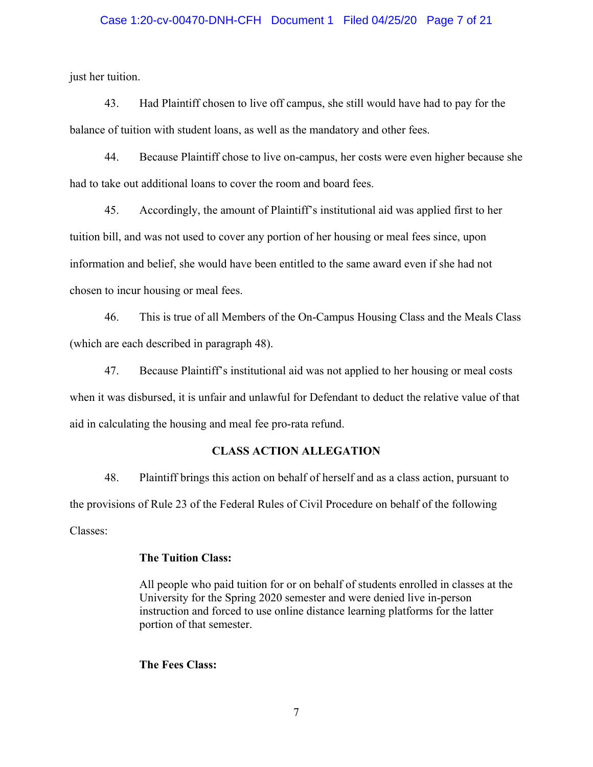just her tuition.

43. Had Plaintiff chosen to live off campus, she still would have had to pay for the balance of tuition with student loans, as well as the mandatory and other fees.

44. Because Plaintiff chose to live on-campus, her costs were even higher because she had to take out additional loans to cover the room and board fees.

45. Accordingly, the amount of Plaintiff's institutional aid was applied first to her tuition bill, and was not used to cover any portion of her housing or meal fees since, upon information and belief, she would have been entitled to the same award even if she had not chosen to incur housing or meal fees.

46. This is true of all Members of the On-Campus Housing Class and the Meals Class (which are each described in paragraph 48).

47. Because Plaintiff's institutional aid was not applied to her housing or meal costs when it was disbursed, it is unfair and unlawful for Defendant to deduct the relative value of that aid in calculating the housing and meal fee pro-rata refund.

## CLASS ACTION ALLEGATION

48. Plaintiff brings this action on behalf of herself and as a class action, pursuant to the provisions of Rule 23 of the Federal Rules of Civil Procedure on behalf of the following Classes:

> **The Tuition Class:**
>
> All people who paid tuition for or on behalf of students enrolled in classes at the University for the Spring 2020 semester and were denied live in-person instruction and forced to use online distance learning platforms for the latter portion of that semester.
>
> **The Fees Class:**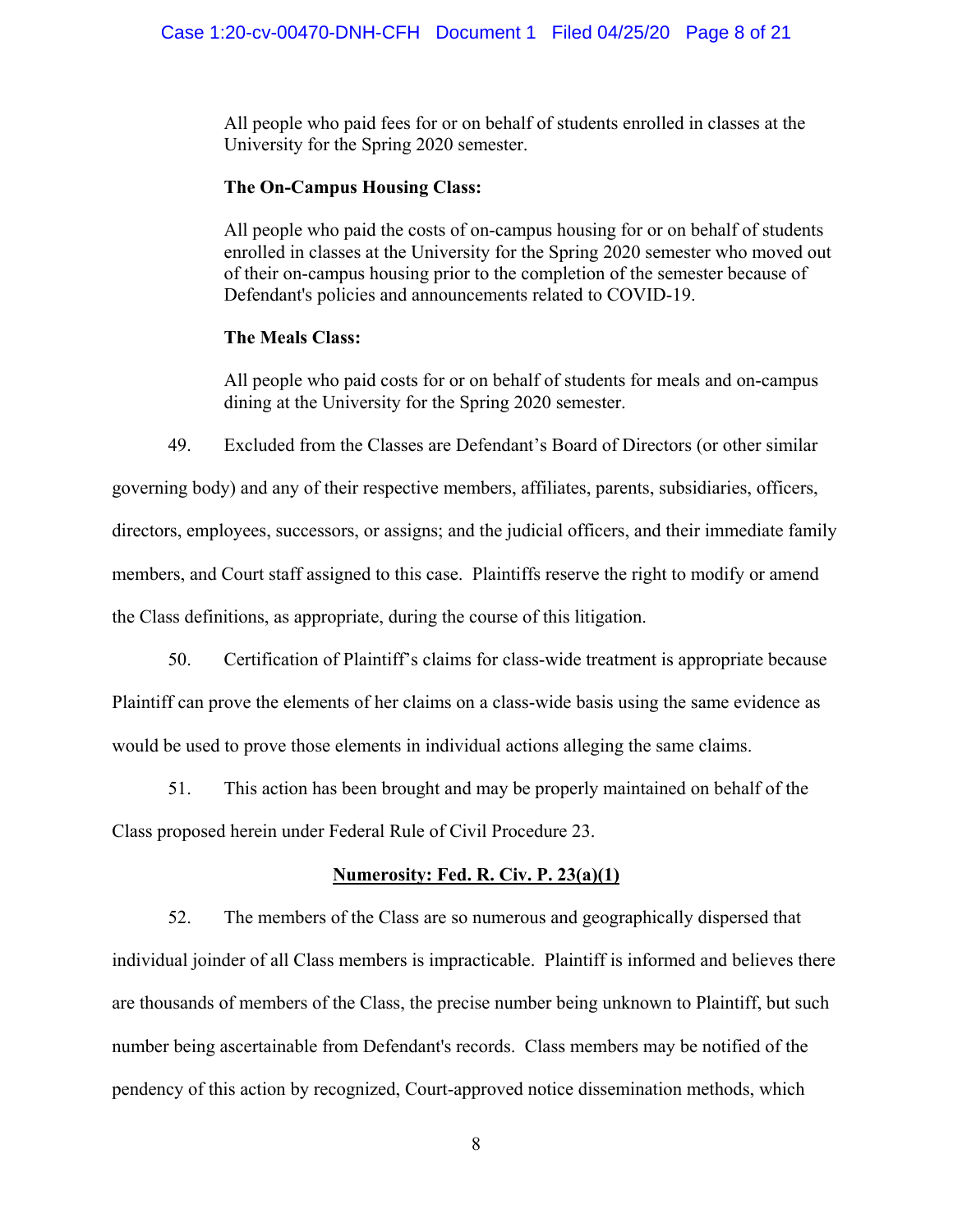All people who paid fees for or on behalf of students enrolled in classes at the University for the Spring 2020 semester.

**The On-Campus Housing Class:**

All people who paid the costs of on-campus housing for or on behalf of students enrolled in classes at the University for the Spring 2020 semester who moved out of their on-campus housing prior to the completion of the semester because of Defendant's policies and announcements related to COVID-19.

**The Meals Class:**

All people who paid costs for or on behalf of students for meals and on-campus dining at the University for the Spring 2020 semester.

49. Excluded from the Classes are Defendant's Board of Directors (or other similar governing body) and any of their respective members, affiliates, parents, subsidiaries, officers, directors, employees, successors, or assigns; and the judicial officers, and their immediate family members, and Court staff assigned to this case. Plaintiffs reserve the right to modify or amend the Class definitions, as appropriate, during the course of this litigation.

50. Certification of Plaintiff's claims for class-wide treatment is appropriate because Plaintiff can prove the elements of her claims on a class-wide basis using the same evidence as would be used to prove those elements in individual actions alleging the same claims.

51. This action has been brought and may be properly maintained on behalf of the Class proposed herein under Federal Rule of Civil Procedure 23.

**Numerosity: Fed. R. Civ. P. 23(a)(1)**

52. The members of the Class are so numerous and geographically dispersed that individual joinder of all Class members is impracticable. Plaintiff is informed and believes there are thousands of members of the Class, the precise number being unknown to Plaintiff, but such number being ascertainable from Defendant's records. Class members may be notified of the pendency of this action by recognized, Court-approved notice dissemination methods, which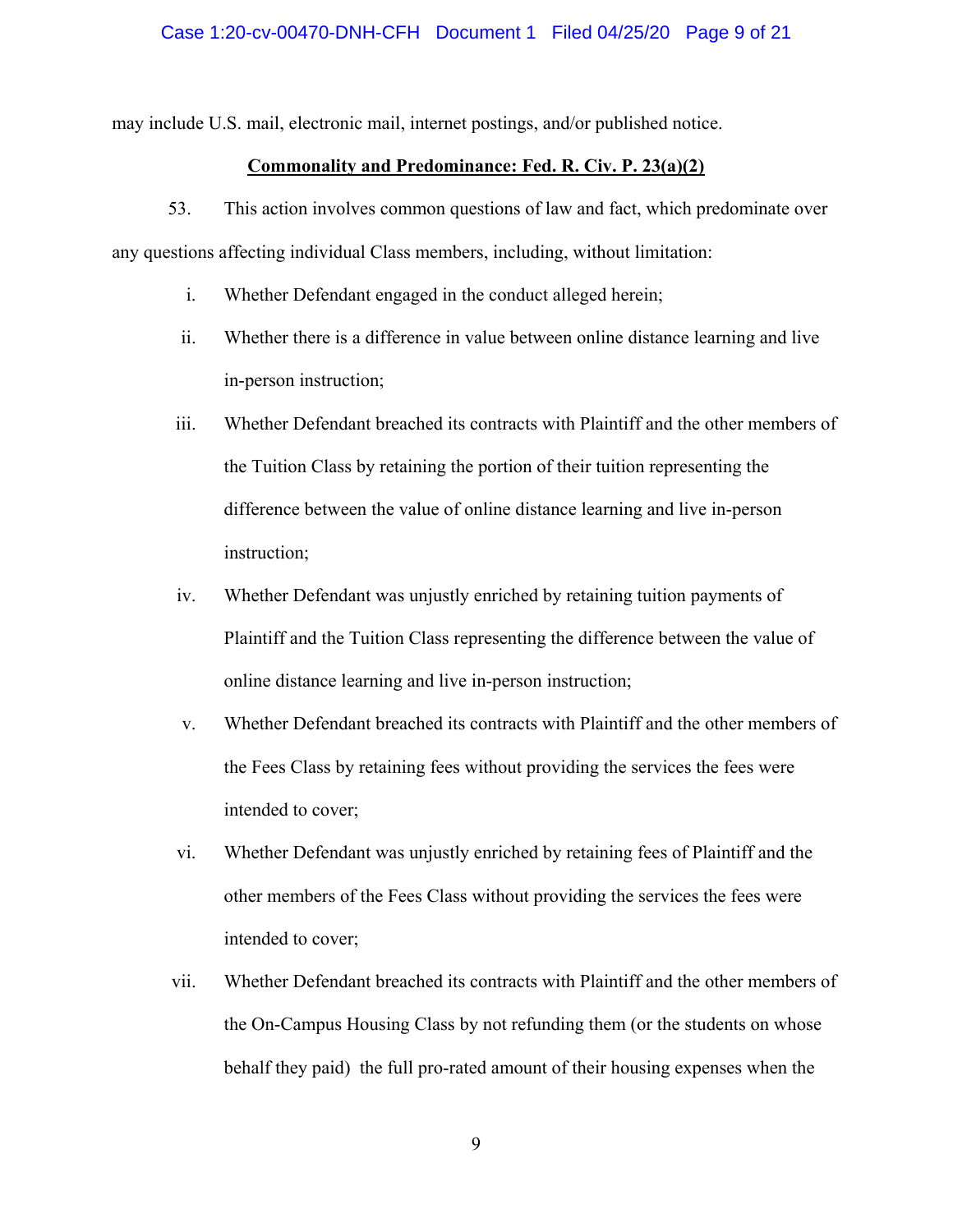may include U.S. mail, electronic mail, internet postings, and/or published notice.

**<u>Commonality and Predominance: Fed. R. Civ. P. 23(a)(2)</u>**

53. This action involves common questions of law and fact, which predominate over any questions affecting individual Class members, including, without limitation:

i. Whether Defendant engaged in the conduct alleged herein;

ii. Whether there is a difference in value between online distance learning and live in-person instruction;

iii. Whether Defendant breached its contracts with Plaintiff and the other members of the Tuition Class by retaining the portion of their tuition representing the difference between the value of online distance learning and live in-person instruction;

iv. Whether Defendant was unjustly enriched by retaining tuition payments of Plaintiff and the Tuition Class representing the difference between the value of online distance learning and live in-person instruction;

v. Whether Defendant breached its contracts with Plaintiff and the other members of the Fees Class by retaining fees without providing the services the fees were intended to cover;

vi. Whether Defendant was unjustly enriched by retaining fees of Plaintiff and the other members of the Fees Class without providing the services the fees were intended to cover;

vii. Whether Defendant breached its contracts with Plaintiff and the other members of the On-Campus Housing Class by not refunding them (or the students on whose behalf they paid) the full pro-rated amount of their housing expenses when the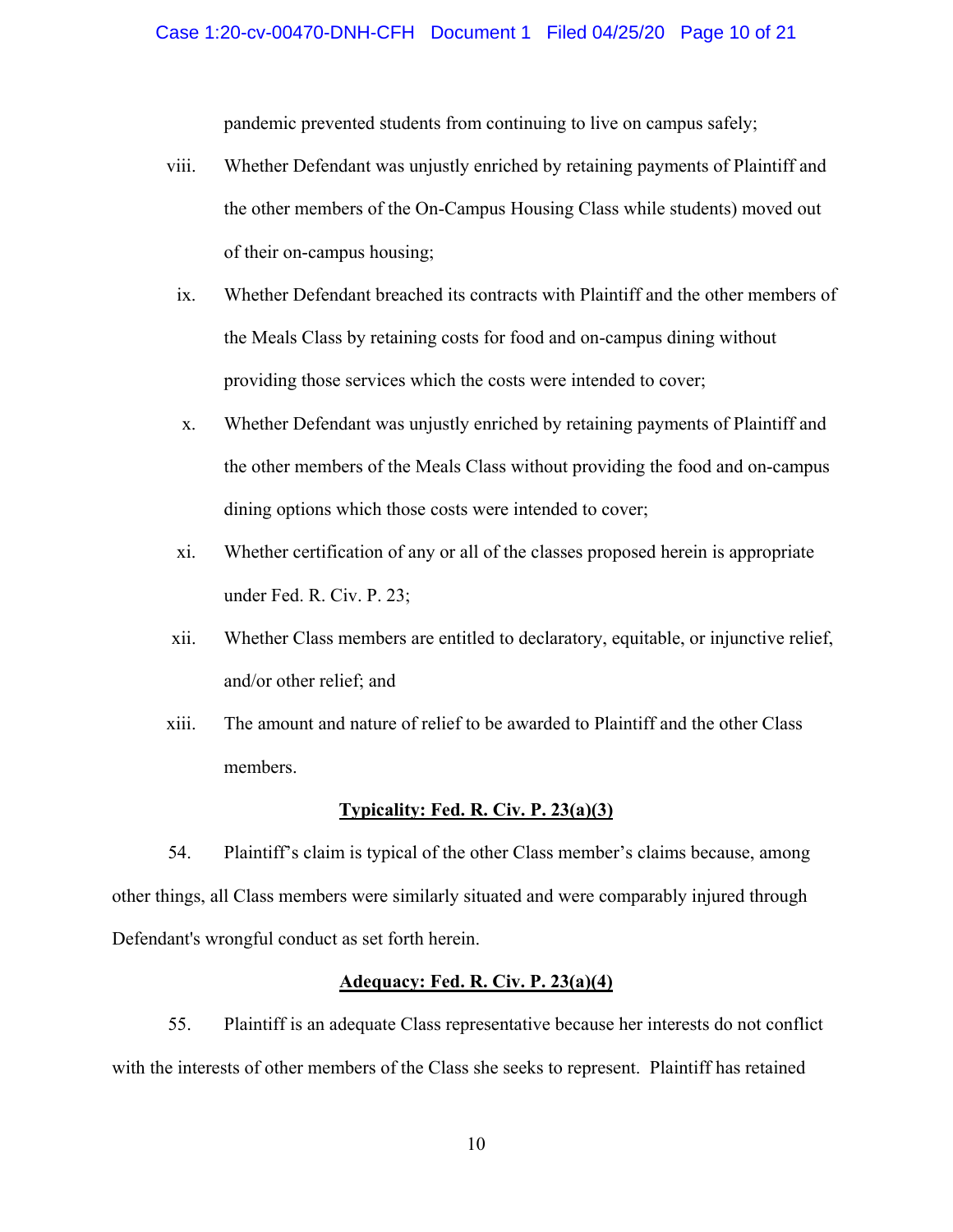pandemic prevented students from continuing to live on campus safely;

viii. Whether Defendant was unjustly enriched by retaining payments of Plaintiff and the other members of the On-Campus Housing Class while students) moved out of their on-campus housing;

ix. Whether Defendant breached its contracts with Plaintiff and the other members of the Meals Class by retaining costs for food and on-campus dining without providing those services which the costs were intended to cover;

x. Whether Defendant was unjustly enriched by retaining payments of Plaintiff and the other members of the Meals Class without providing the food and on-campus dining options which those costs were intended to cover;

xi. Whether certification of any or all of the classes proposed herein is appropriate under Fed. R. Civ. P. 23;

xii. Whether Class members are entitled to declaratory, equitable, or injunctive relief, and/or other relief; and

xiii. The amount and nature of relief to be awarded to Plaintiff and the other Class members.

**Typicality: Fed. R. Civ. P. 23(a)(3)**

54. Plaintiff's claim is typical of the other Class member's claims because, among other things, all Class members were similarly situated and were comparably injured through Defendant's wrongful conduct as set forth herein.

**Adequacy: Fed. R. Civ. P. 23(a)(4)**

55. Plaintiff is an adequate Class representative because her interests do not conflict with the interests of other members of the Class she seeks to represent. Plaintiff has retained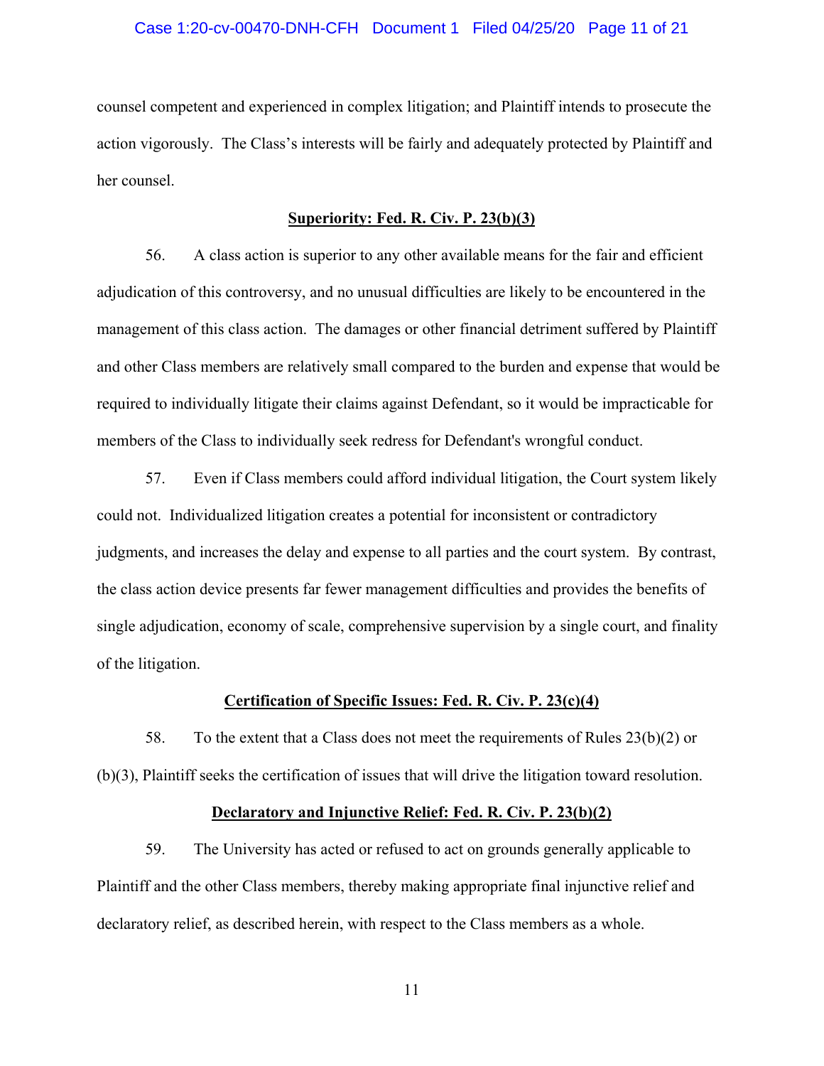counsel competent and experienced in complex litigation; and Plaintiff intends to prosecute the action vigorously. The Class's interests will be fairly and adequately protected by Plaintiff and her counsel.

**Superiority: Fed. R. Civ. P. 23(b)(3)**

56. A class action is superior to any other available means for the fair and efficient adjudication of this controversy, and no unusual difficulties are likely to be encountered in the management of this class action. The damages or other financial detriment suffered by Plaintiff and other Class members are relatively small compared to the burden and expense that would be required to individually litigate their claims against Defendant, so it would be impracticable for members of the Class to individually seek redress for Defendant's wrongful conduct.

57. Even if Class members could afford individual litigation, the Court system likely could not. Individualized litigation creates a potential for inconsistent or contradictory judgments, and increases the delay and expense to all parties and the court system. By contrast, the class action device presents far fewer management difficulties and provides the benefits of single adjudication, economy of scale, comprehensive supervision by a single court, and finality of the litigation.

**Certification of Specific Issues: Fed. R. Civ. P. 23(c)(4)**

58. To the extent that a Class does not meet the requirements of Rules 23(b)(2) or (b)(3), Plaintiff seeks the certification of issues that will drive the litigation toward resolution.

**Declaratory and Injunctive Relief: Fed. R. Civ. P. 23(b)(2)**

59. The University has acted or refused to act on grounds generally applicable to Plaintiff and the other Class members, thereby making appropriate final injunctive relief and declaratory relief, as described herein, with respect to the Class members as a whole.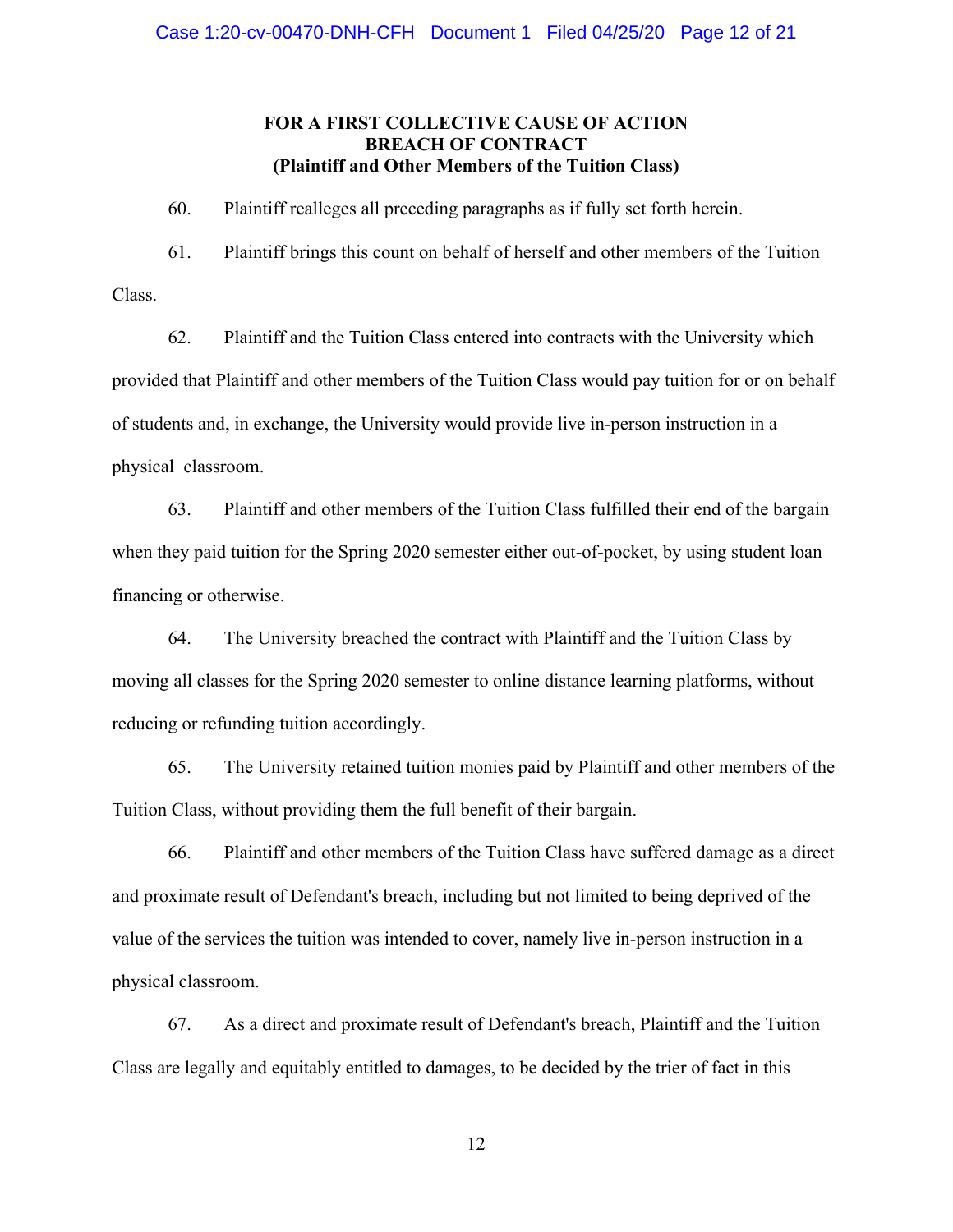**FOR A FIRST COLLECTIVE CAUSE OF ACTION**
**BREACH OF CONTRACT**
**(Plaintiff and Other Members of the Tuition Class)**

60. Plaintiff realleges all preceding paragraphs as if fully set forth herein.

61. Plaintiff brings this count on behalf of herself and other members of the Tuition Class.

62. Plaintiff and the Tuition Class entered into contracts with the University which provided that Plaintiff and other members of the Tuition Class would pay tuition for or on behalf of students and, in exchange, the University would provide live in-person instruction in a physical classroom.

63. Plaintiff and other members of the Tuition Class fulfilled their end of the bargain when they paid tuition for the Spring 2020 semester either out-of-pocket, by using student loan financing or otherwise.

64. The University breached the contract with Plaintiff and the Tuition Class by moving all classes for the Spring 2020 semester to online distance learning platforms, without reducing or refunding tuition accordingly.

65. The University retained tuition monies paid by Plaintiff and other members of the Tuition Class, without providing them the full benefit of their bargain.

66. Plaintiff and other members of the Tuition Class have suffered damage as a direct and proximate result of Defendant's breach, including but not limited to being deprived of the value of the services the tuition was intended to cover, namely live in-person instruction in a physical classroom.

67. As a direct and proximate result of Defendant's breach, Plaintiff and the Tuition Class are legally and equitably entitled to damages, to be decided by the trier of fact in this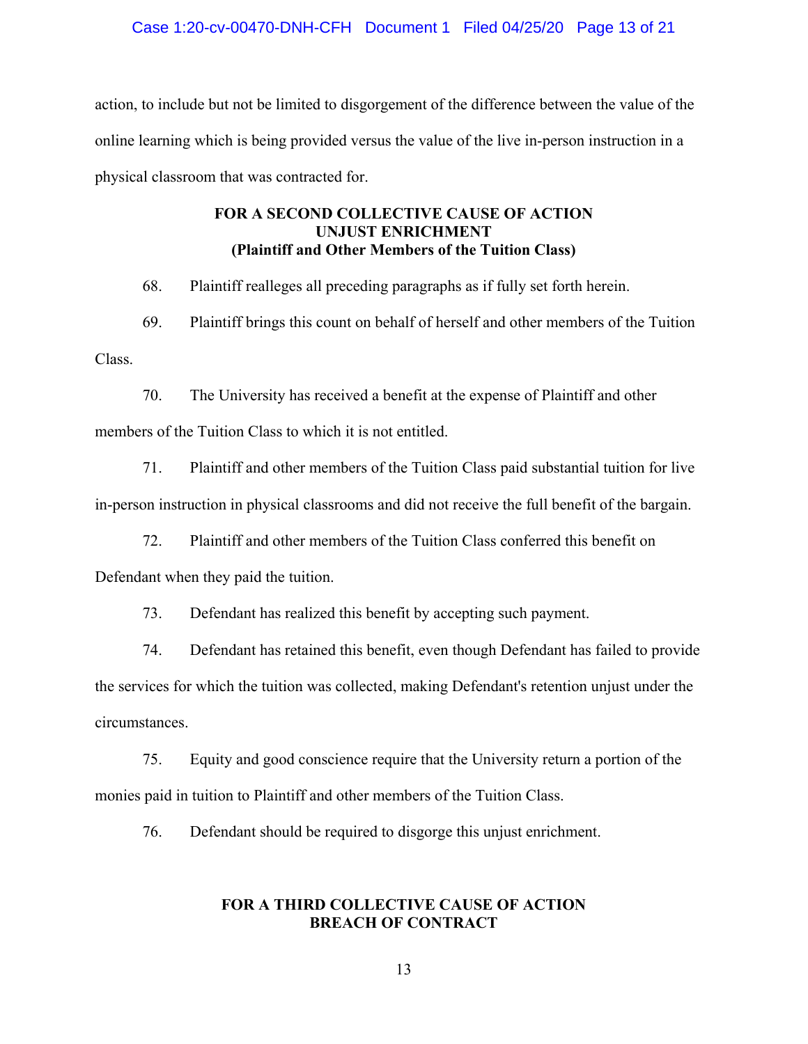action, to include but not be limited to disgorgement of the difference between the value of the online learning which is being provided versus the value of the live in-person instruction in a physical classroom that was contracted for.

**FOR A SECOND COLLECTIVE CAUSE OF ACTION**
**UNJUST ENRICHMENT**
**(Plaintiff and Other Members of the Tuition Class)**

68. Plaintiff realleges all preceding paragraphs as if fully set forth herein.

69. Plaintiff brings this count on behalf of herself and other members of the Tuition Class.

70. The University has received a benefit at the expense of Plaintiff and other members of the Tuition Class to which it is not entitled.

71. Plaintiff and other members of the Tuition Class paid substantial tuition for live in-person instruction in physical classrooms and did not receive the full benefit of the bargain.

72. Plaintiff and other members of the Tuition Class conferred this benefit on Defendant when they paid the tuition.

73. Defendant has realized this benefit by accepting such payment.

74. Defendant has retained this benefit, even though Defendant has failed to provide the services for which the tuition was collected, making Defendant's retention unjust under the circumstances.

75. Equity and good conscience require that the University return a portion of the monies paid in tuition to Plaintiff and other members of the Tuition Class.

76. Defendant should be required to disgorge this unjust enrichment.

**FOR A THIRD COLLECTIVE CAUSE OF ACTION**
**BREACH OF CONTRACT**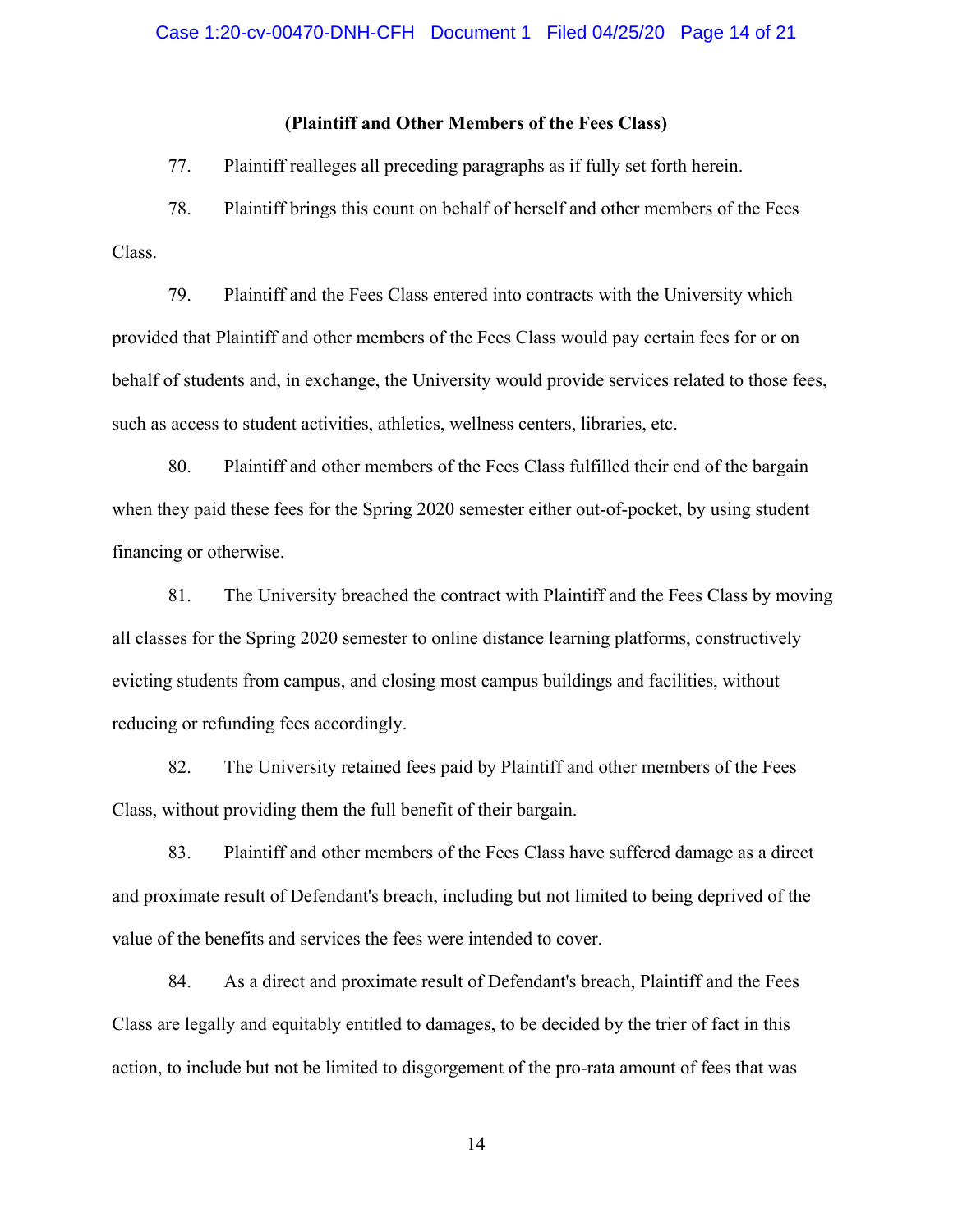**(Plaintiff and Other Members of the Fees Class)**

77. Plaintiff realleges all preceding paragraphs as if fully set forth herein.

78. Plaintiff brings this count on behalf of herself and other members of the Fees Class.

79. Plaintiff and the Fees Class entered into contracts with the University which provided that Plaintiff and other members of the Fees Class would pay certain fees for or on behalf of students and, in exchange, the University would provide services related to those fees, such as access to student activities, athletics, wellness centers, libraries, etc.

80. Plaintiff and other members of the Fees Class fulfilled their end of the bargain when they paid these fees for the Spring 2020 semester either out-of-pocket, by using student financing or otherwise.

81. The University breached the contract with Plaintiff and the Fees Class by moving all classes for the Spring 2020 semester to online distance learning platforms, constructively evicting students from campus, and closing most campus buildings and facilities, without reducing or refunding fees accordingly.

82. The University retained fees paid by Plaintiff and other members of the Fees Class, without providing them the full benefit of their bargain.

83. Plaintiff and other members of the Fees Class have suffered damage as a direct and proximate result of Defendant's breach, including but not limited to being deprived of the value of the benefits and services the fees were intended to cover.

84. As a direct and proximate result of Defendant's breach, Plaintiff and the Fees Class are legally and equitably entitled to damages, to be decided by the trier of fact in this action, to include but not be limited to disgorgement of the pro-rata amount of fees that was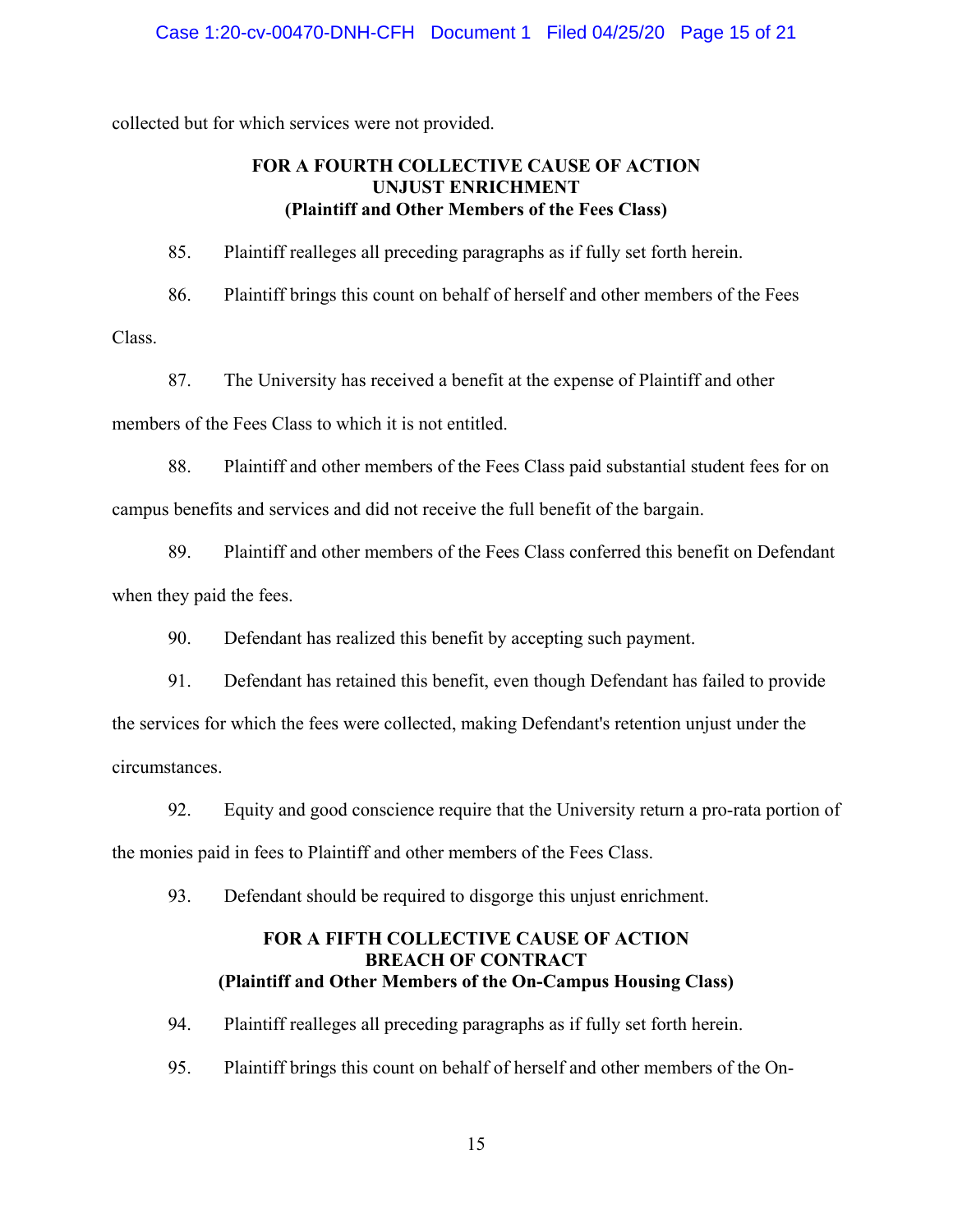collected but for which services were not provided.

**FOR A FOURTH COLLECTIVE CAUSE OF ACTION**
**UNJUST ENRICHMENT**
**(Plaintiff and Other Members of the Fees Class)**

85. Plaintiff realleges all preceding paragraphs as if fully set forth herein.

86. Plaintiff brings this count on behalf of herself and other members of the Fees Class.

87. The University has received a benefit at the expense of Plaintiff and other members of the Fees Class to which it is not entitled.

88. Plaintiff and other members of the Fees Class paid substantial student fees for on campus benefits and services and did not receive the full benefit of the bargain.

89. Plaintiff and other members of the Fees Class conferred this benefit on Defendant when they paid the fees.

90. Defendant has realized this benefit by accepting such payment.

91. Defendant has retained this benefit, even though Defendant has failed to provide the services for which the fees were collected, making Defendant's retention unjust under the circumstances.

92. Equity and good conscience require that the University return a pro-rata portion of the monies paid in fees to Plaintiff and other members of the Fees Class.

93. Defendant should be required to disgorge this unjust enrichment.

**FOR A FIFTH COLLECTIVE CAUSE OF ACTION**
**BREACH OF CONTRACT**
**(Plaintiff and Other Members of the On-Campus Housing Class)**

94. Plaintiff realleges all preceding paragraphs as if fully set forth herein.

95. Plaintiff brings this count on behalf of herself and other members of the On-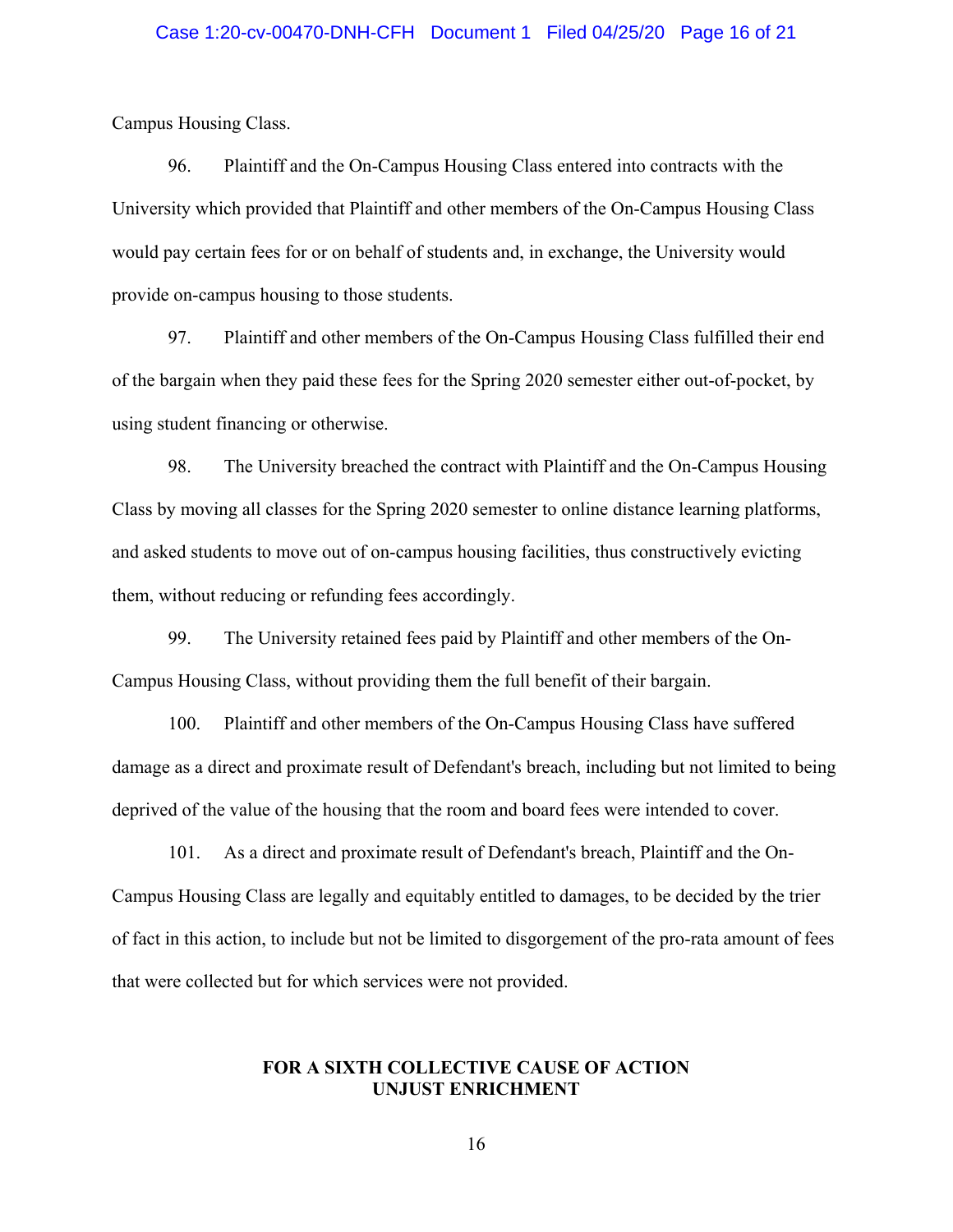Campus Housing Class.

96. Plaintiff and the On-Campus Housing Class entered into contracts with the University which provided that Plaintiff and other members of the On-Campus Housing Class would pay certain fees for or on behalf of students and, in exchange, the University would provide on-campus housing to those students.

97. Plaintiff and other members of the On-Campus Housing Class fulfilled their end of the bargain when they paid these fees for the Spring 2020 semester either out-of-pocket, by using student financing or otherwise.

98. The University breached the contract with Plaintiff and the On-Campus Housing Class by moving all classes for the Spring 2020 semester to online distance learning platforms, and asked students to move out of on-campus housing facilities, thus constructively evicting them, without reducing or refunding fees accordingly.

99. The University retained fees paid by Plaintiff and other members of the On-Campus Housing Class, without providing them the full benefit of their bargain.

100. Plaintiff and other members of the On-Campus Housing Class have suffered damage as a direct and proximate result of Defendant's breach, including but not limited to being deprived of the value of the housing that the room and board fees were intended to cover.

101. As a direct and proximate result of Defendant's breach, Plaintiff and the On-Campus Housing Class are legally and equitably entitled to damages, to be decided by the trier of fact in this action, to include but not be limited to disgorgement of the pro-rata amount of fees that were collected but for which services were not provided.

## FOR A SIXTH COLLECTIVE CAUSE OF ACTION UNJUST ENRICHMENT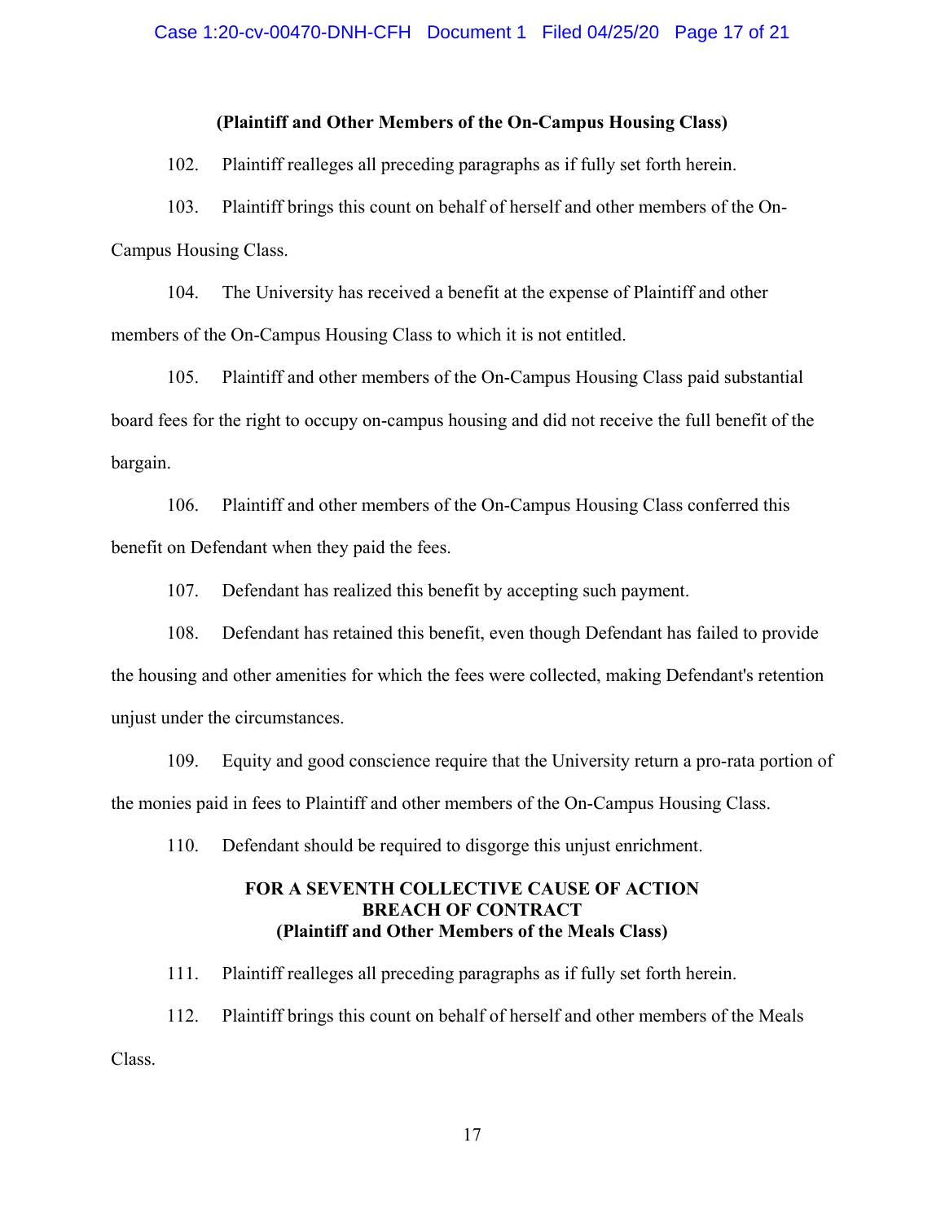**(Plaintiff and Other Members of the On-Campus Housing Class)**

102. Plaintiff realleges all preceding paragraphs as if fully set forth herein.

103. Plaintiff brings this count on behalf of herself and other members of the On-Campus Housing Class.

104. The University has received a benefit at the expense of Plaintiff and other members of the On-Campus Housing Class to which it is not entitled.

105. Plaintiff and other members of the On-Campus Housing Class paid substantial board fees for the right to occupy on-campus housing and did not receive the full benefit of the bargain.

106. Plaintiff and other members of the On-Campus Housing Class conferred this benefit on Defendant when they paid the fees.

107. Defendant has realized this benefit by accepting such payment.

108. Defendant has retained this benefit, even though Defendant has failed to provide the housing and other amenities for which the fees were collected, making Defendant's retention unjust under the circumstances.

109. Equity and good conscience require that the University return a pro-rata portion of the monies paid in fees to Plaintiff and other members of the On-Campus Housing Class.

110. Defendant should be required to disgorge this unjust enrichment.

**FOR A SEVENTH COLLECTIVE CAUSE OF ACTION**
**BREACH OF CONTRACT**
**(Plaintiff and Other Members of the Meals Class)**

111. Plaintiff realleges all preceding paragraphs as if fully set forth herein.

112. Plaintiff brings this count on behalf of herself and other members of the Meals Class.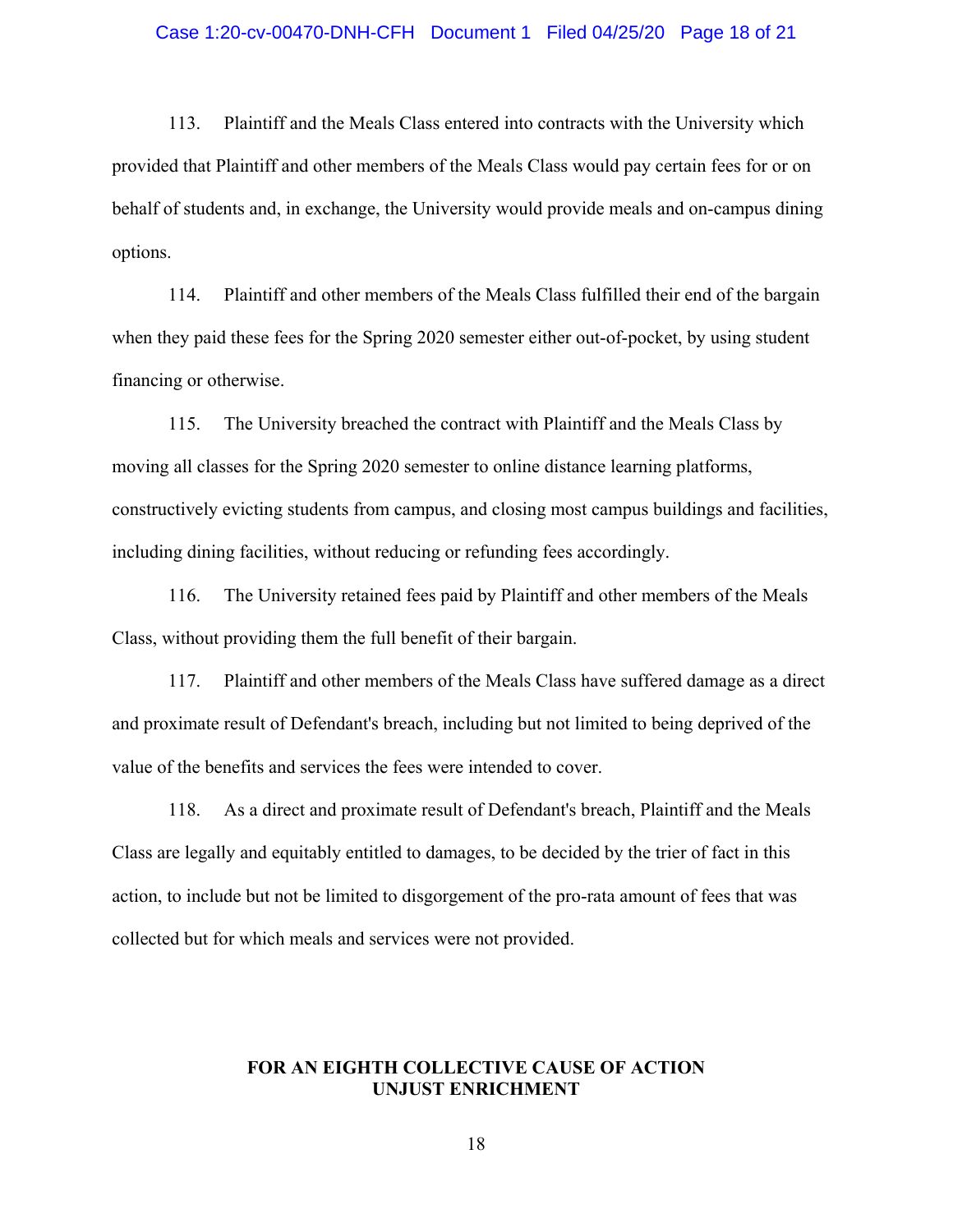113. Plaintiff and the Meals Class entered into contracts with the University which provided that Plaintiff and other members of the Meals Class would pay certain fees for or on behalf of students and, in exchange, the University would provide meals and on-campus dining options.

114. Plaintiff and other members of the Meals Class fulfilled their end of the bargain when they paid these fees for the Spring 2020 semester either out-of-pocket, by using student financing or otherwise.

115. The University breached the contract with Plaintiff and the Meals Class by moving all classes for the Spring 2020 semester to online distance learning platforms, constructively evicting students from campus, and closing most campus buildings and facilities, including dining facilities, without reducing or refunding fees accordingly.

116. The University retained fees paid by Plaintiff and other members of the Meals Class, without providing them the full benefit of their bargain.

117. Plaintiff and other members of the Meals Class have suffered damage as a direct and proximate result of Defendant's breach, including but not limited to being deprived of the value of the benefits and services the fees were intended to cover.

118. As a direct and proximate result of Defendant's breach, Plaintiff and the Meals Class are legally and equitably entitled to damages, to be decided by the trier of fact in this action, to include but not be limited to disgorgement of the pro-rata amount of fees that was collected but for which meals and services were not provided.

**FOR AN EIGHTH COLLECTIVE CAUSE OF ACTION**
**UNJUST ENRICHMENT**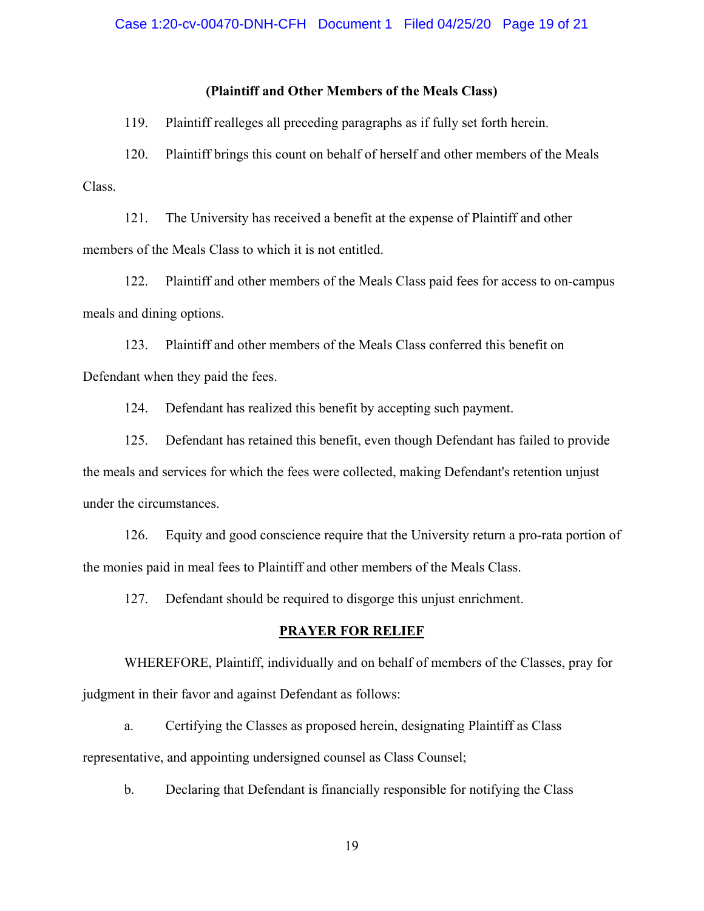**(Plaintiff and Other Members of the Meals Class)**

119. Plaintiff realleges all preceding paragraphs as if fully set forth herein.

120. Plaintiff brings this count on behalf of herself and other members of the Meals Class.

121. The University has received a benefit at the expense of Plaintiff and other members of the Meals Class to which it is not entitled.

122. Plaintiff and other members of the Meals Class paid fees for access to on-campus meals and dining options.

123. Plaintiff and other members of the Meals Class conferred this benefit on Defendant when they paid the fees.

124. Defendant has realized this benefit by accepting such payment.

125. Defendant has retained this benefit, even though Defendant has failed to provide the meals and services for which the fees were collected, making Defendant's retention unjust under the circumstances.

126. Equity and good conscience require that the University return a pro-rata portion of the monies paid in meal fees to Plaintiff and other members of the Meals Class.

127. Defendant should be required to disgorge this unjust enrichment.

## PRAYER FOR RELIEF

WHEREFORE, Plaintiff, individually and on behalf of members of the Classes, pray for judgment in their favor and against Defendant as follows:

a. Certifying the Classes as proposed herein, designating Plaintiff as Class representative, and appointing undersigned counsel as Class Counsel;

b. Declaring that Defendant is financially responsible for notifying the Class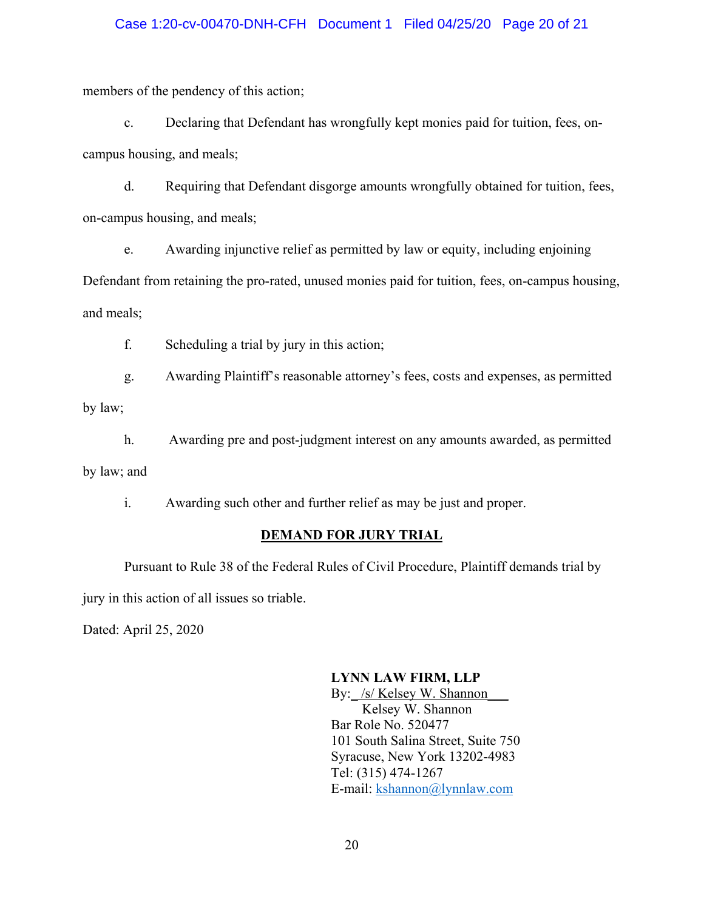members of the pendency of this action;

c. Declaring that Defendant has wrongfully kept monies paid for tuition, fees, on-campus housing, and meals;

d. Requiring that Defendant disgorge amounts wrongfully obtained for tuition, fees, on-campus housing, and meals;

e. Awarding injunctive relief as permitted by law or equity, including enjoining Defendant from retaining the pro-rated, unused monies paid for tuition, fees, on-campus housing, and meals;

f. Scheduling a trial by jury in this action;

g. Awarding Plaintiff's reasonable attorney's fees, costs and expenses, as permitted by law;

h. Awarding pre and post-judgment interest on any amounts awarded, as permitted by law; and

i. Awarding such other and further relief as may be just and proper.

## DEMAND FOR JURY TRIAL

Pursuant to Rule 38 of the Federal Rules of Civil Procedure, Plaintiff demands trial by jury in this action of all issues so triable.

Dated: April 25, 2020

**LYNN LAW FIRM, LLP**
By: /s/ Kelsey W. Shannon
Kelsey W. Shannon
Bar Role No. 520477
101 South Salina Street, Suite 750
Syracuse, New York 13202-4983
Tel: (315) 474-1267
E-mail: kshannon@lynnlaw.com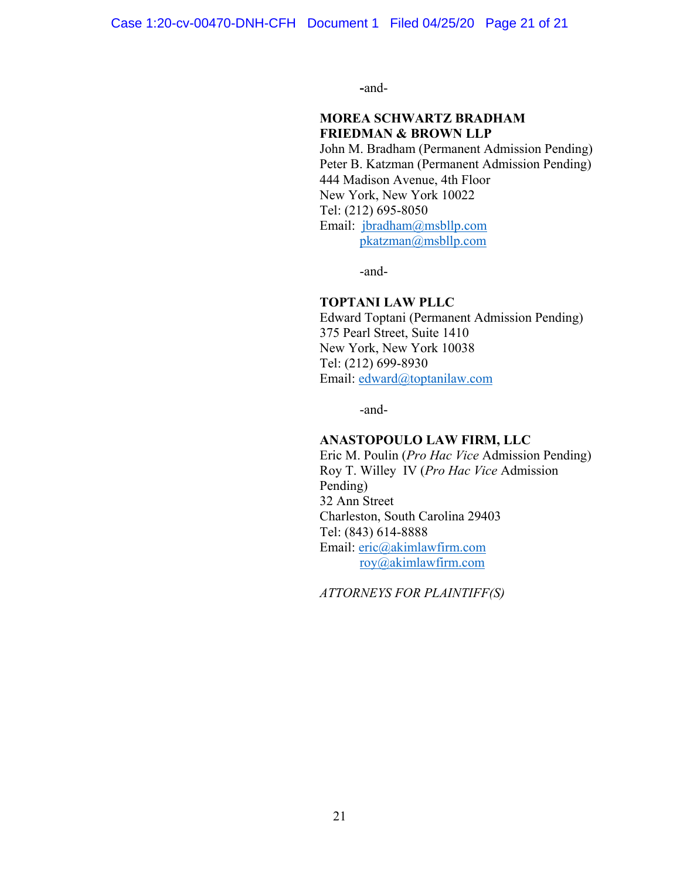-and-

**MOREA SCHWARTZ BRADHAM FRIEDMAN & BROWN LLP**
John M. Bradham (Permanent Admission Pending)
Peter B. Katzman (Permanent Admission Pending)
444 Madison Avenue, 4th Floor
New York, New York 10022
Tel: (212) 695-8050
Email: jbradham@msbllp.com
pkatzman@msbllp.com

-and-

**TOPTANI LAW PLLC**
Edward Toptani (Permanent Admission Pending)
375 Pearl Street, Suite 1410
New York, New York 10038
Tel: (212) 699-8930
Email: edward@toptanilaw.com

-and-

**ANASTOPOULO LAW FIRM, LLC**
Eric M. Poulin (*Pro Hac Vice* Admission Pending)
Roy T. Willey IV (*Pro Hac Vice* Admission Pending)
32 Ann Street
Charleston, South Carolina 29403
Tel: (843) 614-8888
Email: eric@akimlawfirm.com
roy@akimlawfirm.com

*ATTORNEYS FOR PLAINTIFF(S)*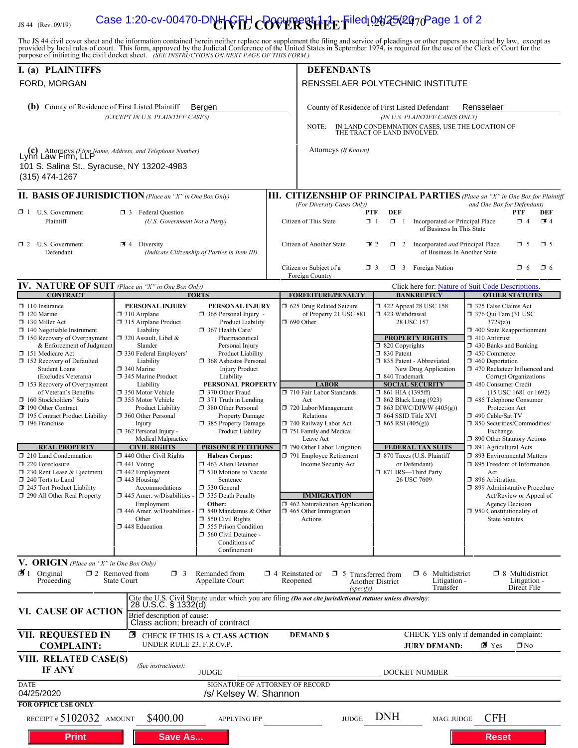JS 44 (Rev. 09/19)

# CIVIL COVER SHEET

The JS 44 civil cover sheet and the information contained herein neither replace nor supplement the filing and service of pleadings or other papers as required by law, except as provided by local rules of court. This form, approved by the Judicial Conference of the United States in September 1974, is required for the use of the Clerk of Court for the purpose of initiating the civil docket sheet. *(SEE INSTRUCTIONS ON NEXT PAGE OF THIS FORM.)*

## I. (a) PLAINTIFFS

FORD, MORGAN

**(b)** County of Residence of First Listed Plaintiff: Bergen
*(EXCEPT IN U.S. PLAINTIFF CASES)*

**(c)** Attorneys *(Firm Name, Address, and Telephone Number)*
Lynn Law Firm, LLP
101 S. Salina St., Syracuse, NY 13202-4983
(315) 474-1267

## DEFENDANTS

RENSSELAER POLYTECHNIC INSTITUTE

County of Residence of First Listed Defendant: Rensselaer
*(IN U.S. PLAINTIFF CASES ONLY)*

NOTE: IN LAND CONDEMNATION CASES, USE THE LOCATION OF THE TRACT OF LAND INVOLVED.

Attorneys *(If Known)*

## II. BASIS OF JURISDICTION *(Place an "X" in One Box Only)*

- ☐ 1 U.S. Government Plaintiff
- ☐ 3 Federal Question *(U.S. Government Not a Party)*
- ☐ 2 U.S. Government Defendant
- ☒ 4 Diversity *(Indicate Citizenship of Parties in Item III)*

## III. CITIZENSHIP OF PRINCIPAL PARTIES *(Place an "X" in One Box for Plaintiff and One Box for Defendant) (For Diversity Cases Only)*

| | PTF | DEF | | PTF | DEF |
|---|---|---|---|---|---|
| Citizen of This State | ☐ 1 | ☐ 1 | Incorporated *or* Principal Place of Business In This State | ☐ 4 | ☒ 4 |
| Citizen of Another State | ☒ 2 | ☐ 2 | Incorporated *and* Principal Place of Business In Another State | ☐ 5 | ☐ 5 |
| Citizen or Subject of a Foreign Country | ☐ 3 | ☐ 3 | Foreign Nation | ☐ 6 | ☐ 6 |

## IV. NATURE OF SUIT *(Place an "X" in One Box Only)*

Click here for: Nature of Suit Code Descriptions.

**CONTRACT**
- ☐ 110 Insurance
- ☐ 120 Marine
- ☐ 130 Miller Act
- ☐ 140 Negotiable Instrument
- ☐ 150 Recovery of Overpayment & Enforcement of Judgment
- ☐ 151 Medicare Act
- ☐ 152 Recovery of Defaulted Student Loans (Excludes Veterans)
- ☐ 153 Recovery of Overpayment of Veteran's Benefits
- ☐ 160 Stockholders' Suits
- ☒ 190 Other Contract
- ☐ 195 Contract Product Liability
- ☐ 196 Franchise

**REAL PROPERTY**
- ☐ 210 Land Condemnation
- ☐ 220 Foreclosure
- ☐ 230 Rent Lease & Ejectment
- ☐ 240 Torts to Land
- ☐ 245 Tort Product Liability
- ☐ 290 All Other Real Property

**TORTS — PERSONAL INJURY**
- ☐ 310 Airplane
- ☐ 315 Airplane Product Liability
- ☐ 320 Assault, Libel & Slander
- ☐ 330 Federal Employers' Liability
- ☐ 340 Marine
- ☐ 345 Marine Product Liability
- ☐ 350 Motor Vehicle
- ☐ 355 Motor Vehicle Product Liability
- ☐ 360 Other Personal Injury
- ☐ 362 Personal Injury - Medical Malpractice

**TORTS — PERSONAL INJURY**
- ☐ 365 Personal Injury - Product Liability
- ☐ 367 Health Care/ Pharmaceutical Personal Injury Product Liability
- ☐ 368 Asbestos Personal Injury Product Liability

**PERSONAL PROPERTY**
- ☐ 370 Other Fraud
- ☐ 371 Truth in Lending
- ☐ 380 Other Personal Property Damage
- ☐ 385 Property Damage Product Liability

**CIVIL RIGHTS**
- ☐ 440 Other Civil Rights
- ☐ 441 Voting
- ☐ 442 Employment
- ☐ 443 Housing/ Accommodations
- ☐ 445 Amer. w/Disabilities - Employment
- ☐ 446 Amer. w/Disabilities - Other
- ☐ 448 Education

**PRISONER PETITIONS**
Habeas Corpus:
- ☐ 463 Alien Detainee
- ☐ 510 Motions to Vacate Sentence
- ☐ 530 General
- ☐ 535 Death Penalty

Other:
- ☐ 540 Mandamus & Other
- ☐ 550 Civil Rights
- ☐ 555 Prison Condition
- ☐ 560 Civil Detainee - Conditions of Confinement

**FORFEITURE/PENALTY**
- ☐ 625 Drug Related Seizure of Property 21 USC 881
- ☐ 690 Other

**LABOR**
- ☐ 710 Fair Labor Standards Act
- ☐ 720 Labor/Management Relations
- ☐ 740 Railway Labor Act
- ☐ 751 Family and Medical Leave Act
- ☐ 790 Other Labor Litigation
- ☐ 791 Employee Retirement Income Security Act

**IMMIGRATION**
- ☐ 462 Naturalization Application
- ☐ 465 Other Immigration Actions

**BANKRUPTCY**
- ☐ 422 Appeal 28 USC 158
- ☐ 423 Withdrawal 28 USC 157

**PROPERTY RIGHTS**
- ☐ 820 Copyrights
- ☐ 830 Patent
- ☐ 835 Patent - Abbreviated New Drug Application
- ☐ 840 Trademark

**SOCIAL SECURITY**
- ☐ 861 HIA (1395ff)
- ☐ 862 Black Lung (923)
- ☐ 863 DIWC/DIWW (405(g))
- ☐ 864 SSID Title XVI
- ☐ 865 RSI (405(g))

**FEDERAL TAX SUITS**
- ☐ 870 Taxes (U.S. Plaintiff or Defendant)
- ☐ 871 IRS—Third Party 26 USC 7609

**OTHER STATUTES**
- ☐ 375 False Claims Act
- ☐ 376 Qui Tam (31 USC 3729(a))
- ☐ 400 State Reapportionment
- ☐ 410 Antitrust
- ☐ 430 Banks and Banking
- ☐ 450 Commerce
- ☐ 460 Deportation
- ☐ 470 Racketeer Influenced and Corrupt Organizations
- ☐ 480 Consumer Credit (15 USC 1681 or 1692)
- ☐ 485 Telephone Consumer Protection Act
- ☐ 490 Cable/Sat TV
- ☐ 850 Securities/Commodities/ Exchange
- ☐ 890 Other Statutory Actions
- ☐ 891 Agricultural Acts
- ☐ 893 Environmental Matters
- ☐ 895 Freedom of Information Act
- ☐ 896 Arbitration
- ☐ 899 Administrative Procedure Act/Review or Appeal of Agency Decision
- ☐ 950 Constitutionality of State Statutes

## V. ORIGIN *(Place an "X" in One Box Only)*

- ☒ 1 Original Proceeding
- ☐ 2 Removed from State Court
- ☐ 3 Remanded from Appellate Court
- ☐ 4 Reinstated or Reopened
- ☐ 5 Transferred from Another District *(specify)*
- ☐ 6 Multidistrict Litigation - Transfer
- ☐ 8 Multidistrict Litigation - Direct File

## VI. CAUSE OF ACTION

Cite the U.S. Civil Statute under which you are filing *(Do not cite jurisdictional statutes unless diversity)*:
28 U.S.C. § 1332(d)

Brief description of cause:
Class action; breach of contract

## VII. REQUESTED IN COMPLAINT:

☒ CHECK IF THIS IS A CLASS ACTION UNDER RULE 23, F.R.Cv.P.

DEMAND $

CHECK YES only if demanded in complaint:
**JURY DEMAND:** ☒ Yes ☐ No

## VIII. RELATED CASE(S) IF ANY

*(See instructions)*: JUDGE DOCKET NUMBER

DATE: 04/25/2020

SIGNATURE OF ATTORNEY OF RECORD: /s/ Kelsey W. Shannon

**FOR OFFICE USE ONLY**

RECEIPT # 5102032 AMOUNT $400.00 APPLYING IFP JUDGE DNH MAG. JUDGE CFH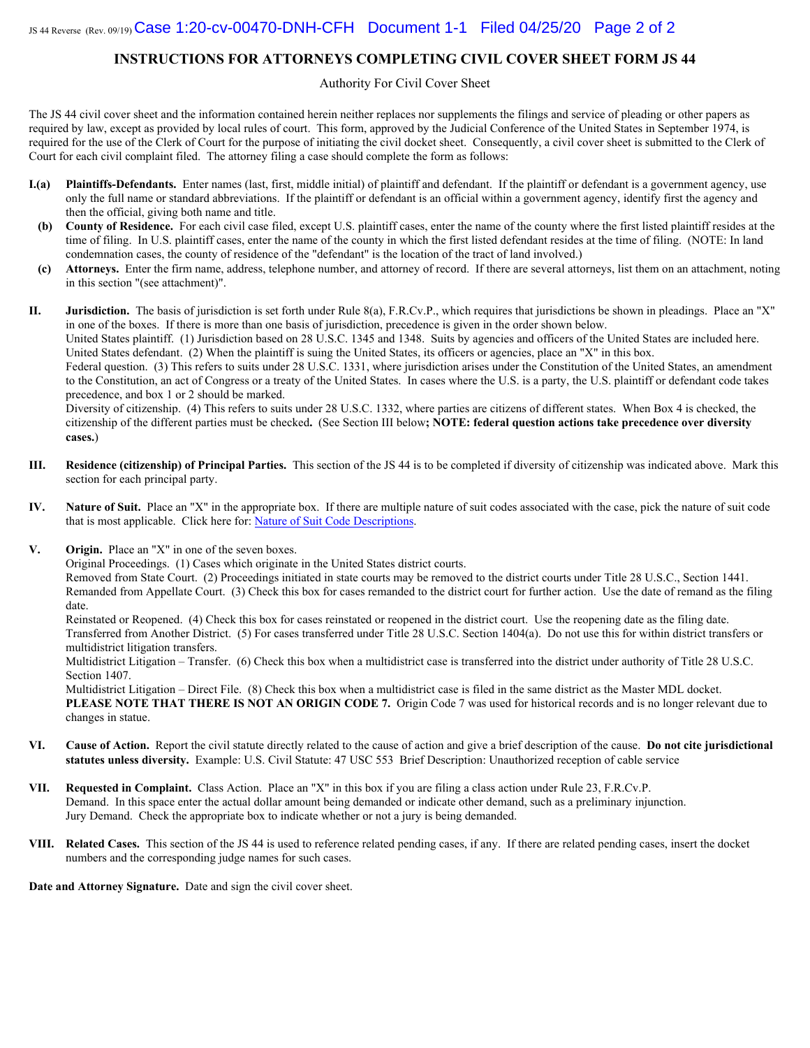# INSTRUCTIONS FOR ATTORNEYS COMPLETING CIVIL COVER SHEET FORM JS 44

Authority For Civil Cover Sheet

The JS 44 civil cover sheet and the information contained herein neither replaces nor supplements the filings and service of pleading or other papers as required by law, except as provided by local rules of court. This form, approved by the Judicial Conference of the United States in September 1974, is required for the use of the Clerk of Court for the purpose of initiating the civil docket sheet. Consequently, a civil cover sheet is submitted to the Clerk of Court for each civil complaint filed. The attorney filing a case should complete the form as follows:

**I.(a)** **Plaintiffs-Defendants.** Enter names (last, first, middle initial) of plaintiff and defendant. If the plaintiff or defendant is a government agency, use only the full name or standard abbreviations. If the plaintiff or defendant is an official within a government agency, identify first the agency and then the official, giving both name and title.

**(b)** **County of Residence.** For each civil case filed, except U.S. plaintiff cases, enter the name of the county where the first listed plaintiff resides at the time of filing. In U.S. plaintiff cases, enter the name of the county in which the first listed defendant resides at the time of filing. (NOTE: In land condemnation cases, the county of residence of the "defendant" is the location of the tract of land involved.)

**(c)** **Attorneys.** Enter the firm name, address, telephone number, and attorney of record. If there are several attorneys, list them on an attachment, noting in this section "(see attachment)".

**II.** **Jurisdiction.** The basis of jurisdiction is set forth under Rule 8(a), F.R.Cv.P., which requires that jurisdictions be shown in pleadings. Place an "X" in one of the boxes. If there is more than one basis of jurisdiction, precedence is given in the order shown below.
United States plaintiff. (1) Jurisdiction based on 28 U.S.C. 1345 and 1348. Suits by agencies and officers of the United States are included here.
United States defendant. (2) When the plaintiff is suing the United States, its officers or agencies, place an "X" in this box.
Federal question. (3) This refers to suits under 28 U.S.C. 1331, where jurisdiction arises under the Constitution of the United States, an amendment to the Constitution, an act of Congress or a treaty of the United States. In cases where the U.S. is a party, the U.S. plaintiff or defendant code takes precedence, and box 1 or 2 should be marked.
Diversity of citizenship. (4) This refers to suits under 28 U.S.C. 1332, where parties are citizens of different states. When Box 4 is checked, the citizenship of the different parties must be checked**.** (See Section III below**; NOTE: federal question actions take precedence over diversity cases.**)

**III.** **Residence (citizenship) of Principal Parties.** This section of the JS 44 is to be completed if diversity of citizenship was indicated above. Mark this section for each principal party.

**IV.** **Nature of Suit.** Place an "X" in the appropriate box. If there are multiple nature of suit codes associated with the case, pick the nature of suit code that is most applicable. Click here for: Nature of Suit Code Descriptions.

**V.** **Origin.** Place an "X" in one of the seven boxes.
Original Proceedings. (1) Cases which originate in the United States district courts.
Removed from State Court. (2) Proceedings initiated in state courts may be removed to the district courts under Title 28 U.S.C., Section 1441.
Remanded from Appellate Court. (3) Check this box for cases remanded to the district court for further action. Use the date of remand as the filing date.
Reinstated or Reopened. (4) Check this box for cases reinstated or reopened in the district court. Use the reopening date as the filing date.
Transferred from Another District. (5) For cases transferred under Title 28 U.S.C. Section 1404(a). Do not use this for within district transfers or multidistrict litigation transfers.
Multidistrict Litigation – Transfer. (6) Check this box when a multidistrict case is transferred into the district under authority of Title 28 U.S.C. Section 1407.
Multidistrict Litigation – Direct File. (8) Check this box when a multidistrict case is filed in the same district as the Master MDL docket.
**PLEASE NOTE THAT THERE IS NOT AN ORIGIN CODE 7.** Origin Code 7 was used for historical records and is no longer relevant due to changes in statue.

**VI.** **Cause of Action.** Report the civil statute directly related to the cause of action and give a brief description of the cause. **Do not cite jurisdictional statutes unless diversity.** Example: U.S. Civil Statute: 47 USC 553 Brief Description: Unauthorized reception of cable service

**VII.** **Requested in Complaint.** Class Action. Place an "X" in this box if you are filing a class action under Rule 23, F.R.Cv.P.
Demand. In this space enter the actual dollar amount being demanded or indicate other demand, such as a preliminary injunction.
Jury Demand. Check the appropriate box to indicate whether or not a jury is being demanded.

**VIII.** **Related Cases.** This section of the JS 44 is used to reference related pending cases, if any. If there are related pending cases, insert the docket numbers and the corresponding judge names for such cases.

**Date and Attorney Signature.** Date and sign the civil cover sheet.